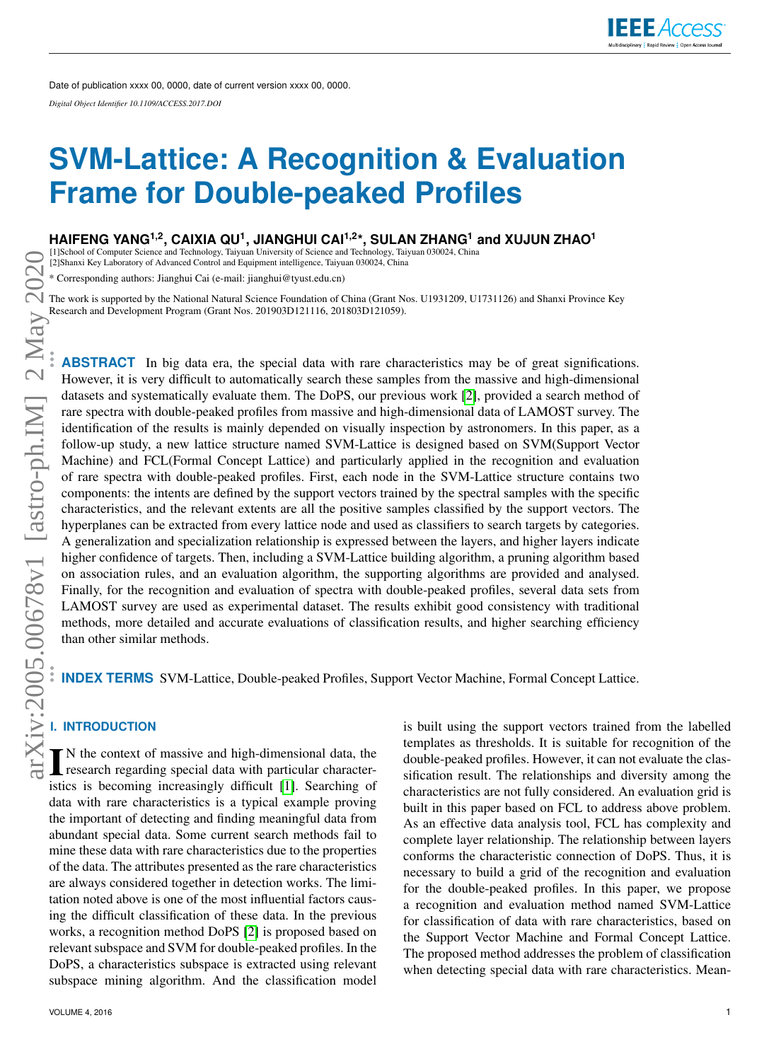Date of publication xxxx 00, 0000, date of current version xxxx 00, 0000.

*Digital Object Identifier 10.1109/ACCESS.2017.DOI*

# SVM-Lattice: A Recognition & Evaluation Frame for Double-peaked Profiles

**HAIFENG YANG[1,2], CAIXIA QU[1], JIANGHUI CAI[1,2]*, SULAN ZHANG[1] and XUJUN ZHAO[1]**

[1]School of Computer Science and Technology, Taiyuan University of Science and Technology, Taiyuan 030024, China
[2]Shanxi Key Laboratory of Advanced Control and Equipment intelligence, Taiyuan 030024, China

* Corresponding authors: Jianghui Cai (e-mail: jianghui@tyust.edu.cn)

The work is supported by the National Natural Science Foundation of China (Grant Nos. U1931209, U1731126) and Shanxi Province Key Research and Development Program (Grant Nos. 201903D121116, 201803D121059).

**ABSTRACT** In big data era, the special data with rare characteristics may be of great significations. However, it is very difficult to automatically search these samples from the massive and high-dimensional datasets and systematically evaluate them. The DoPS, our previous work [2], provided a search method of rare spectra with double-peaked profiles from massive and high-dimensional data of LAMOST survey. The identification of the results is mainly depended on visually inspection by astronomers. In this paper, as a follow-up study, a new lattice structure named SVM-Lattice is designed based on SVM(Support Vector Machine) and FCL(Formal Concept Lattice) and particularly applied in the recognition and evaluation of rare spectra with double-peaked profiles. First, each node in the SVM-Lattice structure contains two components: the intents are defined by the support vectors trained by the spectral samples with the specific characteristics, and the relevant extents are all the positive samples classified by the support vectors. The hyperplanes can be extracted from every lattice node and used as classifiers to search targets by categories. A generalization and specialization relationship is expressed between the layers, and higher layers indicate higher confidence of targets. Then, including a SVM-Lattice building algorithm, a pruning algorithm based on association rules, and an evaluation algorithm, the supporting algorithms are provided and analysed. Finally, for the recognition and evaluation of spectra with double-peaked profiles, several data sets from LAMOST survey are used as experimental dataset. The results exhibit good consistency with traditional methods, more detailed and accurate evaluations of classification results, and higher searching efficiency than other similar methods.

**INDEX TERMS** SVM-Lattice, Double-peaked Profiles, Support Vector Machine, Formal Concept Lattice.

## I. INTRODUCTION

IN the context of massive and high-dimensional data, the research regarding special data with particular characteristics is becoming increasingly difficult [1]. Searching of data with rare characteristics is a typical example proving the important of detecting and finding meaningful data from abundant special data. Some current search methods fail to mine these data with rare characteristics due to the properties of the data. The attributes presented as the rare characteristics are always considered together in detection works. The limitation noted above is one of the most influential factors causing the difficult classification of these data. In the previous works, a recognition method DoPS [2] is proposed based on relevant subspace and SVM for double-peaked profiles. In the DoPS, a characteristics subspace is extracted using relevant subspace mining algorithm. And the classification model is built using the support vectors trained from the labelled templates as thresholds. It is suitable for recognition of the double-peaked profiles. However, it can not evaluate the classification result. The relationships and diversity among the characteristics are not fully considered. An evaluation grid is built in this paper based on FCL to address above problem. As an effective data analysis tool, FCL has complexity and complete layer relationship. The relationship between layers conforms the characteristic connection of DoPS. Thus, it is necessary to build a grid of the recognition and evaluation for the double-peaked profiles. In this paper, we propose a recognition and evaluation method named SVM-Lattice for classification of data with rare characteristics, based on the Support Vector Machine and Formal Concept Lattice. The proposed method addresses the problem of classification when detecting special data with rare characteristics. Mean-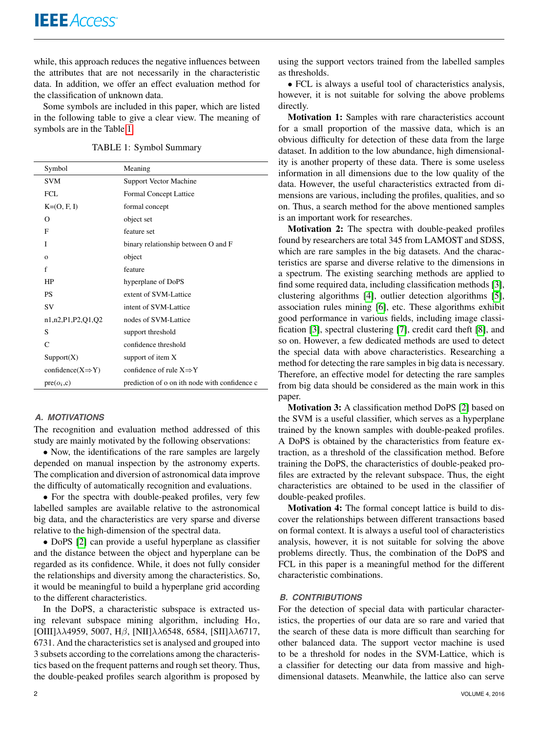while, this approach reduces the negative influences between the attributes that are not necessarily in the characteristic data. In addition, we offer an effect evaluation method for the classification of unknown data.

Some symbols are included in this paper, which are listed in the following table to give a clear view. The meaning of symbols are in the Table 1.

TABLE 1: Symbol Summary

| Symbol | Meaning |
|---|---|
| SVM | Support Vector Machine |
| FCL | Formal Concept Lattice |
| K=(O, F, I) | formal concept |
| O | object set |
| F | feature set |
| I | binary relationship between O and F |
| o | object |
| f | feature |
| HP | hyperplane of DoPS |
| PS | extent of SVM-Lattice |
| SV | intent of SVM-Lattice |
| n1,n2,P1,P2,Q1,Q2 | nodes of SVM-Lattice |
| S | support threshold |
| C | confidence threshold |
| Support(X) | support of item X |
| confidence(X⇒Y) | confidence of rule X⇒Y |
| pre($o_i$,c) | prediction of o on ith node with confidence c |

### *A. MOTIVATIONS*

The recognition and evaluation method addressed of this study are mainly motivated by the following observations:

- Now, the identifications of the rare samples are largely depended on manual inspection by the astronomy experts. The complication and diversion of astronomical data improve the difficulty of automatically recognition and evaluations.
- For the spectra with double-peaked profiles, very few labelled samples are available relative to the astronomical big data, and the characteristics are very sparse and diverse relative to the high-dimension of the spectral data.
- DoPS [2] can provide a useful hyperplane as classifier and the distance between the object and hyperplane can be regarded as its confidence. While, it does not fully consider the relationships and diversity among the characteristics. So, it would be meaningful to build a hyperplane grid according to the different characteristics.

In the DoPS, a characteristic subspace is extracted using relevant subspace mining algorithm, including H$\alpha$, [OIII]$\lambda\lambda$4959, 5007, H$\beta$, [NII]$\lambda\lambda$6548, 6584, [SII]$\lambda\lambda$6717, 6731. And the characteristics set is analysed and grouped into 3 subsets according to the correlations among the characteristics based on the frequent patterns and rough set theory. Thus, the double-peaked profiles search algorithm is proposed by using the support vectors trained from the labelled samples as thresholds.

- FCL is always a useful tool of characteristics analysis, however, it is not suitable for solving the above problems directly.

**Motivation 1:** Samples with rare characteristics account for a small proportion of the massive data, which is an obvious difficulty for detection of these data from the large dataset. In addition to the low abundance, high dimensionality is another property of these data. There is some useless information in all dimensions due to the low quality of the data. However, the useful characteristics extracted from dimensions are various, including the profiles, qualities, and so on. Thus, a search method for the above mentioned samples is an important work for researches.

**Motivation 2:** The spectra with double-peaked profiles found by researchers are total 345 from LAMOST and SDSS, which are rare samples in the big datasets. And the characteristics are sparse and diverse relative to the dimensions in a spectrum. The existing searching methods are applied to find some required data, including classification methods [3], clustering algorithms [4], outlier detection algorithms [5], association rules mining [6], etc. These algorithms exhibit good performance in various fields, including image classification [3], spectral clustering [7], credit card theft [8], and so on. However, a few dedicated methods are used to detect the special data with above characteristics. Researching a method for detecting the rare samples in big data is necessary. Therefore, an effective model for detecting the rare samples from big data should be considered as the main work in this paper.

**Motivation 3:** A classification method DoPS [2] based on the SVM is a useful classifier, which serves as a hyperplane trained by the known samples with double-peaked profiles. A DoPS is obtained by the characteristics from feature extraction, as a threshold of the classification method. Before training the DoPS, the characteristics of double-peaked profiles are extracted by the relevant subspace. Thus, the eight characteristics are obtained to be used in the classifier of double-peaked profiles.

**Motivation 4:** The formal concept lattice is build to discover the relationships between different transactions based on formal context. It is always a useful tool of characteristics analysis, however, it is not suitable for solving the above problems directly. Thus, the combination of the DoPS and FCL in this paper is a meaningful method for the different characteristic combinations.

### *B. CONTRIBUTIONS*

For the detection of special data with particular characteristics, the properties of our data are so rare and varied that the search of these data is more difficult than searching for other balanced data. The support vector machine is used to be a threshold for nodes in the SVM-Lattice, which is a classifier for detecting our data from massive and high-dimensional datasets. Meanwhile, the lattice also can serve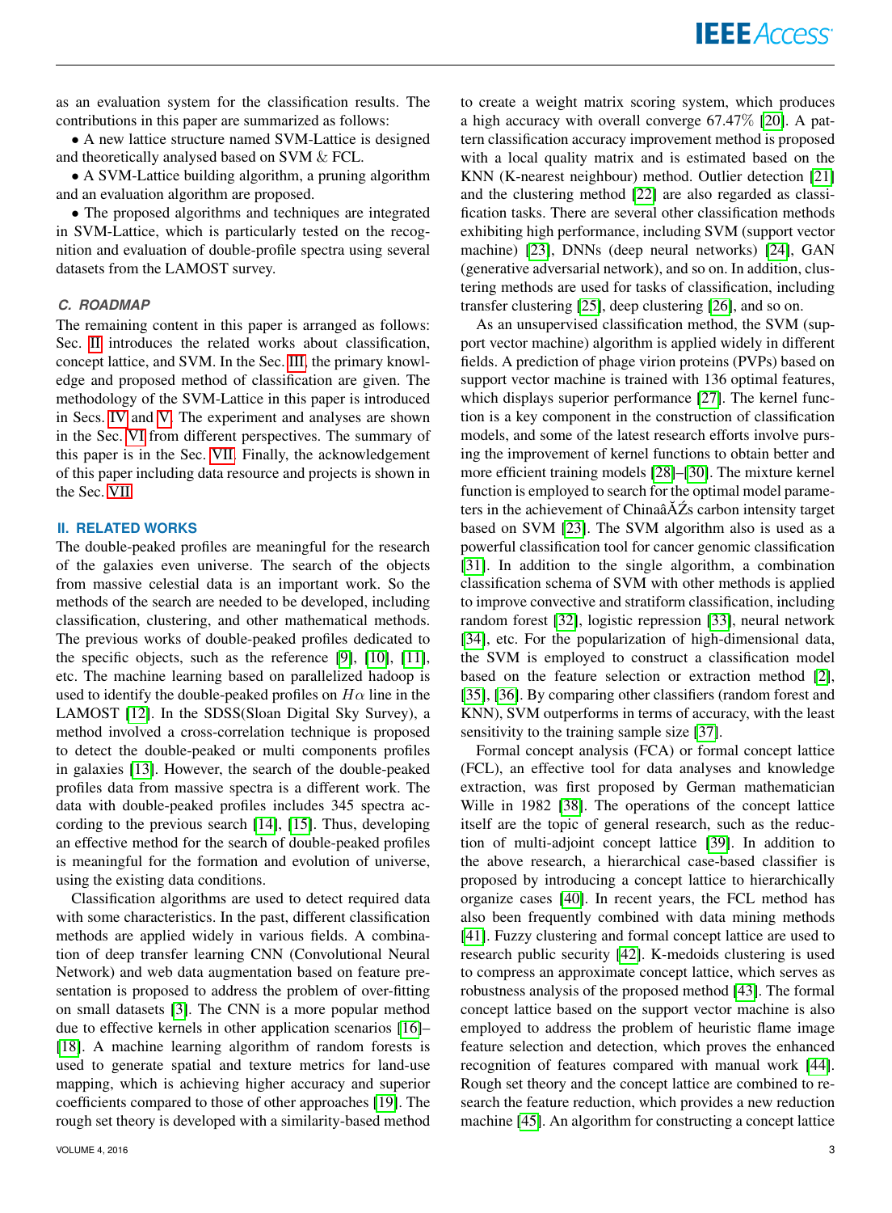as an evaluation system for the classification results. The contributions in this paper are summarized as follows:

• A new lattice structure named SVM-Lattice is designed and theoretically analysed based on SVM & FCL.

• A SVM-Lattice building algorithm, a pruning algorithm and an evaluation algorithm are proposed.

• The proposed algorithms and techniques are integrated in SVM-Lattice, which is particularly tested on the recognition and evaluation of double-profile spectra using several datasets from the LAMOST survey.

### C. ROADMAP

The remaining content in this paper is arranged as follows: Sec. II introduces the related works about classification, concept lattice, and SVM. In the Sec. III, the primary knowledge and proposed method of classification are given. The methodology of the SVM-Lattice in this paper is introduced in Secs. IV and V. The experiment and analyses are shown in the Sec. VI from different perspectives. The summary of this paper is in the Sec. VII. Finally, the acknowledgement of this paper including data resource and projects is shown in the Sec. VII.

## II. RELATED WORKS

The double-peaked profiles are meaningful for the research of the galaxies even universe. The search of the objects from massive celestial data is an important work. So the methods of the search are needed to be developed, including classification, clustering, and other mathematical methods. The previous works of double-peaked profiles dedicated to the specific objects, such as the reference [9], [10], [11], etc. The machine learning based on parallelized hadoop is used to identify the double-peaked profiles on $H\alpha$ line in the LAMOST [12]. In the SDSS(Sloan Digital Sky Survey), a method involved a cross-correlation technique is proposed to detect the double-peaked or multi components profiles in galaxies [13]. However, the search of the double-peaked profiles data from massive spectra is a different work. The data with double-peaked profiles includes 345 spectra according to the previous search [14], [15]. Thus, developing an effective method for the search of double-peaked profiles is meaningful for the formation and evolution of universe, using the existing data conditions.

Classification algorithms are used to detect required data with some characteristics. In the past, different classification methods are applied widely in various fields. A combination of deep transfer learning CNN (Convolutional Neural Network) and web data augmentation based on feature presentation is proposed to address the problem of over-fitting on small datasets [3]. The CNN is a more popular method due to effective kernels in other application scenarios [16]–[18]. A machine learning algorithm of random forests is used to generate spatial and texture metrics for land-use mapping, which is achieving higher accuracy and superior coefficients compared to those of other approaches [19]. The rough set theory is developed with a similarity-based method to create a weight matrix scoring system, which produces a high accuracy with overall converge 67.47% [20]. A pattern classification accuracy improvement method is proposed with a local quality matrix and is estimated based on the KNN (K-nearest neighbour) method. Outlier detection [21] and the clustering method [22] are also regarded as classification tasks. There are several other classification methods exhibiting high performance, including SVM (support vector machine) [23], DNNs (deep neural networks) [24], GAN (generative adversarial network), and so on. In addition, clustering methods are used for tasks of classification, including transfer clustering [25], deep clustering [26], and so on.

As an unsupervised classification method, the SVM (support vector machine) algorithm is applied widely in different fields. A prediction of phage virion proteins (PVPs) based on support vector machine is trained with 136 optimal features, which displays superior performance [27]. The kernel function is a key component in the construction of classification models, and some of the latest research efforts involve pursing the improvement of kernel functions to obtain better and more efficient training models [28]–[30]. The mixture kernel function is employed to search for the optimal model parameters in the achievement of ChinaâĂŹs carbon intensity target based on SVM [23]. The SVM algorithm also is used as a powerful classification tool for cancer genomic classification [31]. In addition to the single algorithm, a combination classification schema of SVM with other methods is applied to improve convective and stratiform classification, including random forest [32], logistic repression [33], neural network [34], etc. For the popularization of high-dimensional data, the SVM is employed to construct a classification model based on the feature selection or extraction method [2], [35], [36]. By comparing other classifiers (random forest and KNN), SVM outperforms in terms of accuracy, with the least sensitivity to the training sample size [37].

Formal concept analysis (FCA) or formal concept lattice (FCL), an effective tool for data analyses and knowledge extraction, was first proposed by German mathematician Wille in 1982 [38]. The operations of the concept lattice itself are the topic of general research, such as the reduction of multi-adjoint concept lattice [39]. In addition to the above research, a hierarchical case-based classifier is proposed by introducing a concept lattice to hierarchically organize cases [40]. In recent years, the FCL method has also been frequently combined with data mining methods [41]. Fuzzy clustering and formal concept lattice are used to research public security [42]. K-medoids clustering is used to compress an approximate concept lattice, which serves as robustness analysis of the proposed method [43]. The formal concept lattice based on the support vector machine is also employed to address the problem of heuristic flame image feature selection and detection, which proves the enhanced recognition of features compared with manual work [44]. Rough set theory and the concept lattice are combined to research the feature reduction, which provides a new reduction machine [45]. An algorithm for constructing a concept lattice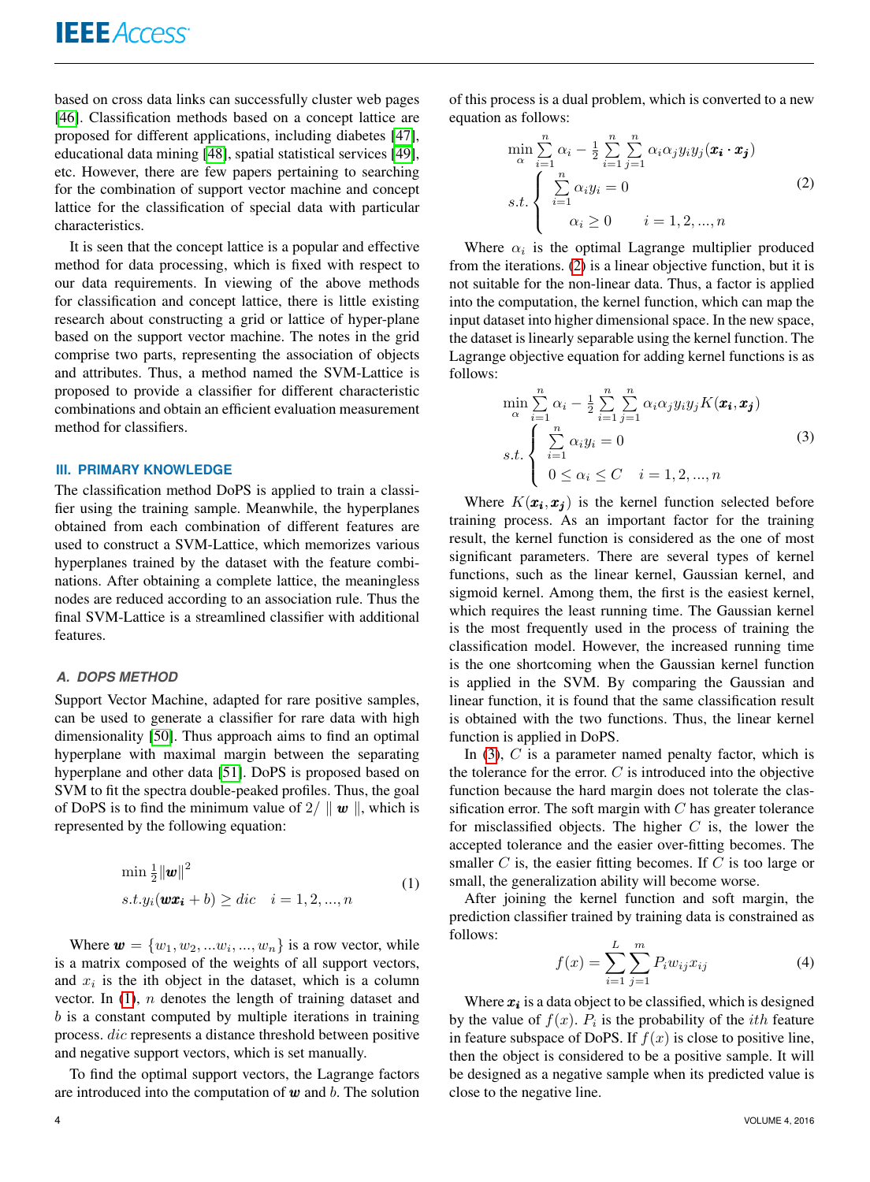based on cross data links can successfully cluster web pages [46]. Classification methods based on a concept lattice are proposed for different applications, including diabetes [47], educational data mining [48], spatial statistical services [49], etc. However, there are few papers pertaining to searching for the combination of support vector machine and concept lattice for the classification of special data with particular characteristics.

It is seen that the concept lattice is a popular and effective method for data processing, which is fixed with respect to our data requirements. In viewing of the above methods for classification and concept lattice, there is little existing research about constructing a grid or lattice of hyper-plane based on the support vector machine. The notes in the grid comprise two parts, representing the association of objects and attributes. Thus, a method named the SVM-Lattice is proposed to provide a classifier for different characteristic combinations and obtain an efficient evaluation measurement method for classifiers.

## III. PRIMARY KNOWLEDGE

The classification method DoPS is applied to train a classifier using the training sample. Meanwhile, the hyperplanes obtained from each combination of different features are used to construct a SVM-Lattice, which memorizes various hyperplanes trained by the dataset with the feature combinations. After obtaining a complete lattice, the meaningless nodes are reduced according to an association rule. Thus the final SVM-Lattice is a streamlined classifier with additional features.

### A. DOPS METHOD

Support Vector Machine, adapted for rare positive samples, can be used to generate a classifier for rare data with high dimensionality [50]. Thus approach aims to find an optimal hyperplane with maximal margin between the separating hyperplane and other data [51]. DoPS is proposed based on SVM to fit the spectra double-peaked profiles. Thus, the goal of DoPS is to find the minimum value of $2/\parallel \boldsymbol{w} \parallel$, which is represented by the following equation:

$$\begin{aligned} &\min \tfrac{1}{2}\|\boldsymbol{w}\|^2 \\ &s.t. y_i(\boldsymbol{w}\boldsymbol{x_i}+b) \geq dic \quad i=1,2,...,n \end{aligned} \tag{1}$$

Where $\boldsymbol{w} = \{w_1, w_2, ...w_i, ..., w_n\}$ is a row vector, while is a matrix composed of the weights of all support vectors, and $x_i$ is the ith object in the dataset, which is a column vector. In (1), $n$ denotes the length of training dataset and $b$ is a constant computed by multiple iterations in training process. $dic$ represents a distance threshold between positive and negative support vectors, which is set manually.

To find the optimal support vectors, the Lagrange factors are introduced into the computation of $\boldsymbol{w}$ and $b$. The solution of this process is a dual problem, which is converted to a new equation as follows:

$$\begin{aligned} &\min_{\alpha} \sum_{i=1}^{n} \alpha_i - \tfrac{1}{2} \sum_{i=1}^{n} \sum_{j=1}^{n} \alpha_i \alpha_j y_i y_j (\boldsymbol{x_i} \cdot \boldsymbol{x_j}) \\ &s.t. \begin{cases} \sum_{i=1}^{n} \alpha_i y_i = 0 \\ \alpha_i \geq 0 \qquad i=1,2,...,n \end{cases} \end{aligned} \tag{2}$$

Where $\alpha_i$ is the optimal Lagrange multiplier produced from the iterations. (2) is a linear objective function, but it is not suitable for the non-linear data. Thus, a factor is applied into the computation, the kernel function, which can map the input dataset into higher dimensional space. In the new space, the dataset is linearly separable using the kernel function. The Lagrange objective equation for adding kernel functions is as follows:

$$\begin{aligned} &\min_{\alpha} \sum_{i=1}^{n} \alpha_i - \tfrac{1}{2} \sum_{i=1}^{n} \sum_{j=1}^{n} \alpha_i \alpha_j y_i y_j K(\boldsymbol{x_i}, \boldsymbol{x_j}) \\ &s.t. \begin{cases} \sum_{i=1}^{n} \alpha_i y_i = 0 \\ 0 \leq \alpha_i \leq C \quad i=1,2,...,n \end{cases} \end{aligned} \tag{3}$$

Where $K(\boldsymbol{x_i}, \boldsymbol{x_j})$ is the kernel function selected before training process. As an important factor for the training result, the kernel function is considered as the one of most significant parameters. There are several types of kernel functions, such as the linear kernel, Gaussian kernel, and sigmoid kernel. Among them, the first is the easiest kernel, which requires the least running time. The Gaussian kernel is the most frequently used in the process of training the classification model. However, the increased running time is the one shortcoming when the Gaussian kernel function is applied in the SVM. By comparing the Gaussian and linear function, it is found that the same classification result is obtained with the two functions. Thus, the linear kernel function is applied in DoPS.

In (3), $C$ is a parameter named penalty factor, which is the tolerance for the error. $C$ is introduced into the objective function because the hard margin does not tolerate the classification error. The soft margin with $C$ has greater tolerance for misclassified objects. The higher $C$ is, the lower the accepted tolerance and the easier over-fitting becomes. The smaller $C$ is, the easier fitting becomes. If $C$ is too large or small, the generalization ability will become worse.

After joining the kernel function and soft margin, the prediction classifier trained by training data is constrained as follows:

$$f(x) = \sum_{i=1}^{L} \sum_{j=1}^{m} P_i w_{ij} x_{ij} \tag{4}$$

Where $\boldsymbol{x_i}$ is a data object to be classified, which is designed by the value of $f(x)$. $P_i$ is the probability of the $ith$ feature in feature subspace of DoPS. If $f(x)$ is close to positive line, then the object is considered to be a positive sample. It will be designed as a negative sample when its predicted value is close to the negative line.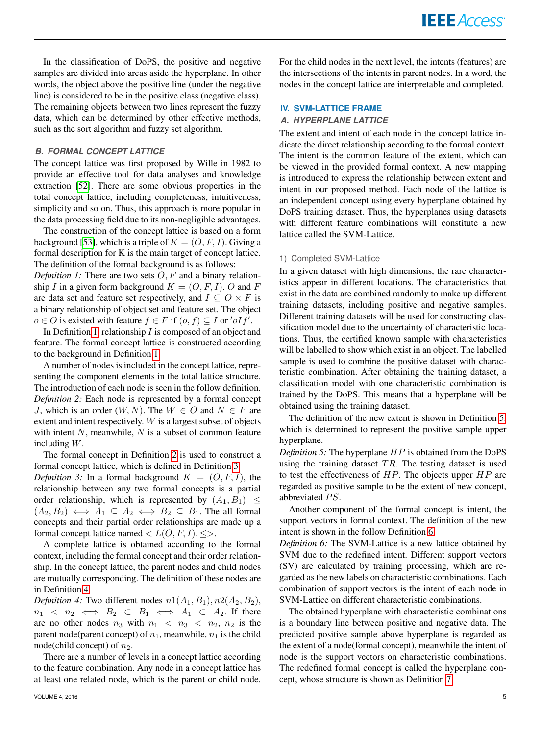In the classification of DoPS, the positive and negative samples are divided into areas aside the hyperplane. In other words, the object above the positive line (under the negative line) is considered to be in the positive class (negative class). The remaining objects between two lines represent the fuzzy data, which can be determined by other effective methods, such as the sort algorithm and fuzzy set algorithm.

### *B. FORMAL CONCEPT LATTICE*

The concept lattice was first proposed by Wille in 1982 to provide an effective tool for data analyses and knowledge extraction [52]. There are some obvious properties in the total concept lattice, including completeness, intuitiveness, simplicity and so on. Thus, this approach is more popular in the data processing field due to its non-negligible advantages.

The construction of the concept lattice is based on a form background [53], which is a triple of $K = (O, F, I)$. Giving a formal description for K is the main target of concept lattice. The definition of the formal background is as follows:

*Definition 1:* There are two sets $O, F$ and a binary relationship $I$ in a given form background $K = (O, F, I)$. $O$ and $F$ are data set and feature set respectively, and $I \subseteq O \times F$ is a binary relationship of object set and feature set. The object $o \in O$ is existed with feature $f \in F$ if $(o, f) \subseteq I$ or $'oIf'$.

In Definition 1, relationship $I$ is composed of an object and feature. The formal concept lattice is constructed according to the background in Definition 1.

A number of nodes is included in the concept lattice, representing the component elements in the total lattice structure. The introduction of each node is seen in the follow definition.

*Definition 2:* Each node is represented by a formal concept $J$, which is an order $(W, N)$. The $W \in O$ and $N \in F$ are extent and intent respectively. $W$ is a largest subset of objects with intent $N$, meanwhile, $N$ is a subset of common feature including $W$.

The formal concept in Definition 2 is used to construct a formal concept lattice, which is defined in Definition 3.

*Definition 3:* In a formal background $K = (O, F, I)$, the relationship between any two formal concepts is a partial order relationship, which is represented by $(A_1, B_1) \leq (A_2, B_2) \iff A_1 \subseteq A_2 \iff B_2 \subseteq B_1$. The all formal concepts and their partial order relationships are made up a formal concept lattice named $< L(O, F, I), \leq >$.

A complete lattice is obtained according to the formal context, including the formal concept and their order relationship. In the concept lattice, the parent nodes and child nodes are mutually corresponding. The definition of these nodes are in Definition 4.

*Definition 4:* Two different nodes $n1(A_1, B_1), n2(A_2, B_2)$, $n_1 < n_2 \iff B_2 \subset B_1 \iff A_1 \subset A_2$. If there are no other nodes $n_3$ with $n_1 < n_3 < n_2$, $n_2$ is the parent node(parent concept) of $n_1$, meanwhile, $n_1$ is the child node(child concept) of $n_2$.

There are a number of levels in a concept lattice according to the feature combination. Any node in a concept lattice has at least one related node, which is the parent or child node. For the child nodes in the next level, the intents (features) are the intersections of the intents in parent nodes. In a word, the nodes in the concept lattice are interpretable and completed.

## IV. SVM-LATTICE FRAME

### *A. HYPERPLANE LATTICE*

The extent and intent of each node in the concept lattice indicate the direct relationship according to the formal context. The intent is the common feature of the extent, which can be viewed in the provided formal context. A new mapping is introduced to express the relationship between extent and intent in our proposed method. Each node of the lattice is an independent concept using every hyperplane obtained by DoPS training dataset. Thus, the hyperplanes using datasets with different feature combinations will constitute a new lattice called the SVM-Lattice.

#### 1) Completed SVM-Lattice

In a given dataset with high dimensions, the rare characteristics appear in different locations. The characteristics that exist in the data are combined randomly to make up different training datasets, including positive and negative samples. Different training datasets will be used for constructing classification model due to the uncertainty of characteristic locations. Thus, the certified known sample with characteristics will be labelled to show which exist in an object. The labelled sample is used to combine the positive dataset with characteristic combination. After obtaining the training dataset, a classification model with one characteristic combination is trained by the DoPS. This means that a hyperplane will be obtained using the training dataset.

The definition of the new extent is shown in Definition 5, which is determined to represent the positive sample upper hyperplane.

*Definition 5:* The hyperplane $HP$ is obtained from the DoPS using the training dataset $TR$. The testing dataset is used to test the effectiveness of $HP$. The objects upper $HP$ are regarded as positive sample to be the extent of new concept, abbreviated $PS$.

Another component of the formal concept is intent, the support vectors in formal context. The definition of the new intent is shown in the follow Definition 6.

*Definition 6:* The SVM-Lattice is a new lattice obtained by SVM due to the redefined intent. Different support vectors (SV) are calculated by training processing, which are regarded as the new labels on characteristic combinations. Each combination of support vectors is the intent of each node in SVM-Lattice on different characteristic combinations.

The obtained hyperplane with characteristic combinations is a boundary line between positive and negative data. The predicted positive sample above hyperplane is regarded as the extent of a node(formal concept), meanwhile the intent of node is the support vectors on characteristic combinations. The redefined formal concept is called the hyperplane concept, whose structure is shown as Definition 7.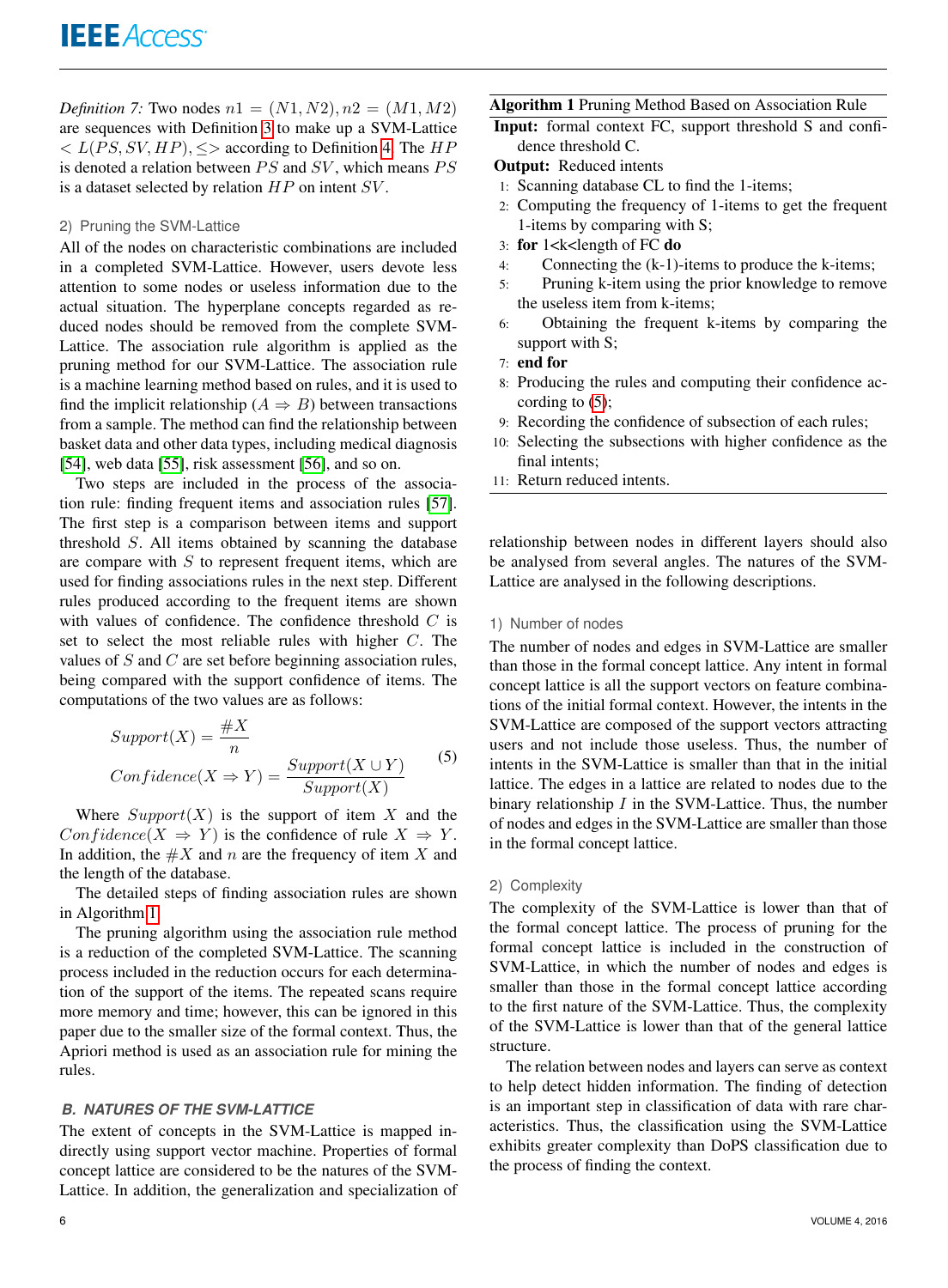*Definition 7:* Two nodes $n1 = (N1, N2), n2 = (M1, M2)$ are sequences with Definition 3 to make up a SVM-Lattice $< L(PS, SV, HP), \leq >$ according to Definition 4. The $HP$ is denoted a relation between $PS$ and $SV$, which means $PS$ is a dataset selected by relation $HP$ on intent $SV$.

#### 2) Pruning the SVM-Lattice

All of the nodes on characteristic combinations are included in a completed SVM-Lattice. However, users devote less attention to some nodes or useless information due to the actual situation. The hyperplane concepts regarded as reduced nodes should be removed from the complete SVM-Lattice. The association rule algorithm is applied as the pruning method for our SVM-Lattice. The association rule is a machine learning method based on rules, and it is used to find the implicit relationship ($A \Rightarrow B$) between transactions from a sample. The method can find the relationship between basket data and other data types, including medical diagnosis [54], web data [55], risk assessment [56], and so on.

Two steps are included in the process of the association rule: finding frequent items and association rules [57]. The first step is a comparison between items and support threshold $S$. All items obtained by scanning the database are compare with $S$ to represent frequent items, which are used for finding associations rules in the next step. Different rules produced according to the frequent items are shown with values of confidence. The confidence threshold $C$ is set to select the most reliable rules with higher $C$. The values of $S$ and $C$ are set before beginning association rules, being compared with the support confidence of items. The computations of the two values are as follows:

$$
\begin{aligned}
Support(X) &= \frac{\#X}{n} \\
Confidence(X \Rightarrow Y) &= \frac{Support(X \cup Y)}{Support(X)}
\end{aligned}
\tag{5}
$$

Where $Support(X)$ is the support of item $X$ and the $Confidence(X \Rightarrow Y)$ is the confidence of rule $X \Rightarrow Y$. In addition, the $\#X$ and $n$ are the frequency of item $X$ and the length of the database.

The detailed steps of finding association rules are shown in Algorithm 1.

The pruning algorithm using the association rule method is a reduction of the completed SVM-Lattice. The scanning process included in the reduction occurs for each determination of the support of the items. The repeated scans require more memory and time; however, this can be ignored in this paper due to the smaller size of the formal context. Thus, the Apriori method is used as an association rule for mining the rules.

**Algorithm 1** Pruning Method Based on Association Rule

**Input:** formal context FC, support threshold S and confidence threshold C.
**Output:** Reduced intents

1: Scanning database CL to find the 1-items;
2: Computing the frequency of 1-items to get the frequent 1-items by comparing with S;
3: **for** 1<k<length of FC **do**
4: Connecting the (k-1)-items to produce the k-items;
5: Pruning k-item using the prior knowledge to remove the useless item from k-items;
6: Obtaining the frequent k-items by comparing the support with S;
7: **end for**
8: Producing the rules and computing their confidence according to (5);
9: Recording the confidence of subsection of each rules;
10: Selecting the subsections with higher confidence as the final intents;
11: Return reduced intents.

### B. NATURES OF THE SVM-LATTICE

The extent of concepts in the SVM-Lattice is mapped indirectly using support vector machine. Properties of formal concept lattice are considered to be the natures of the SVM-Lattice. In addition, the generalization and specialization of relationship between nodes in different layers should also be analysed from several angles. The natures of the SVM-Lattice are analysed in the following descriptions.

#### 1) Number of nodes

The number of nodes and edges in SVM-Lattice are smaller than those in the formal concept lattice. Any intent in formal concept lattice is all the support vectors on feature combinations of the initial formal context. However, the intents in the SVM-Lattice are composed of the support vectors attracting users and not include those useless. Thus, the number of intents in the SVM-Lattice is smaller than that in the initial lattice. The edges in a lattice are related to nodes due to the binary relationship $I$ in the SVM-Lattice. Thus, the number of nodes and edges in the SVM-Lattice are smaller than those in the formal concept lattice.

#### 2) Complexity

The complexity of the SVM-Lattice is lower than that of the formal concept lattice. The process of pruning for the formal concept lattice is included in the construction of SVM-Lattice, in which the number of nodes and edges is smaller than those in the formal concept lattice according to the first nature of the SVM-Lattice. Thus, the complexity of the SVM-Lattice is lower than that of the general lattice structure.

The relation between nodes and layers can serve as context to help detect hidden information. The finding of detection is an important step in classification of data with rare characteristics. Thus, the classification using the SVM-Lattice exhibits greater complexity than DoPS classification due to the process of finding the context.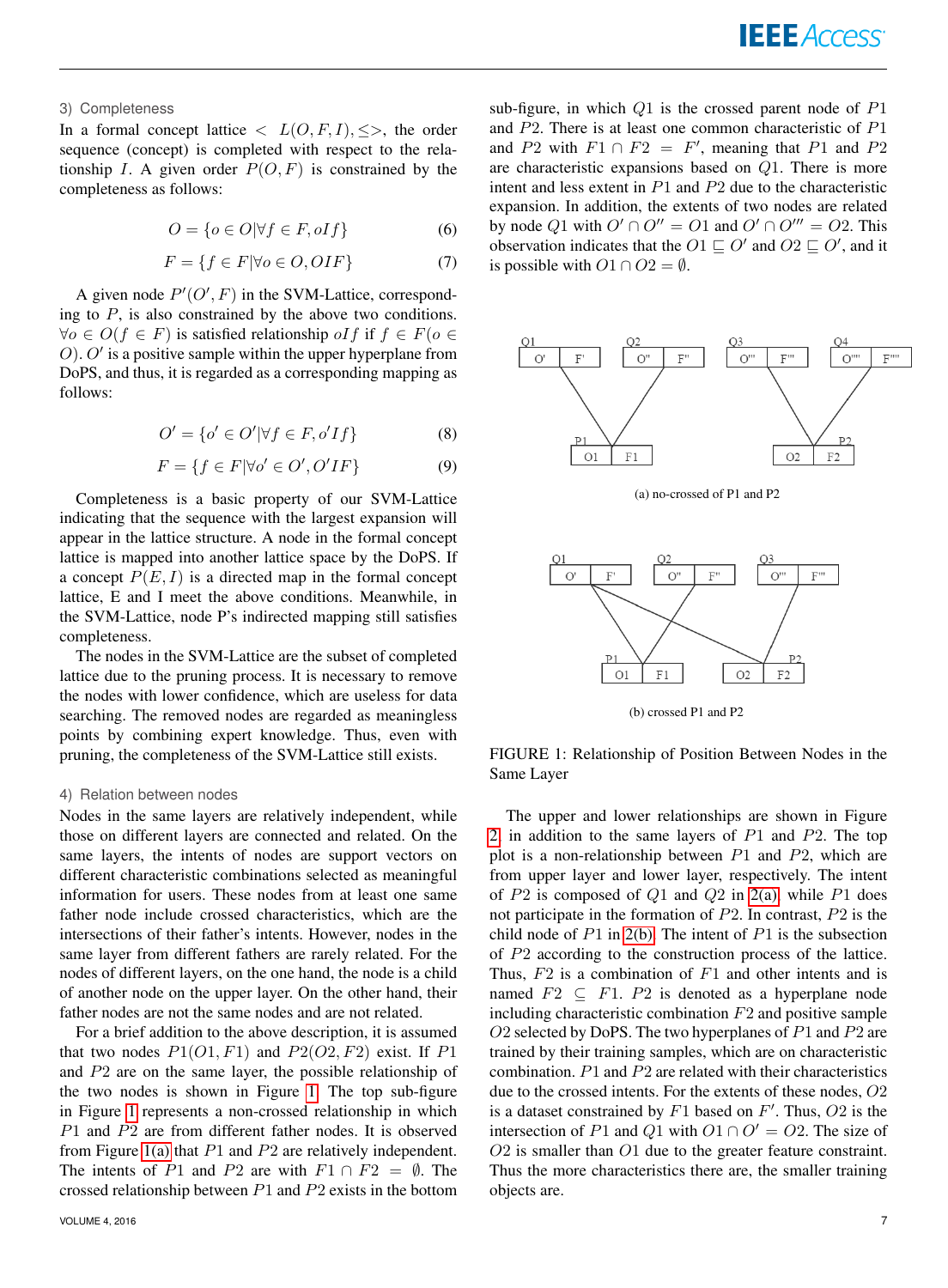### 3) Completeness

In a formal concept lattice $< L(O, F, I), \leq >$, the order sequence (concept) is completed with respect to the relationship $I$. A given order $P(O, F)$ is constrained by the completeness as follows:

$$O = \{o \in O | \forall f \in F, oIf\} \tag{6}$$

$$F = \{f \in F | \forall o \in O, OIF\} \tag{7}$$

A given node $P'(O', F)$ in the SVM-Lattice, corresponding to $P$, is also constrained by the above two conditions. $\forall o \in O(f \in F)$ is satisfied relationship $oIf$ if $f \in F(o \in O)$. $O'$ is a positive sample within the upper hyperplane from DoPS, and thus, it is regarded as a corresponding mapping as follows:

$$O' = \{o' \in O' | \forall f \in F, o'If\} \tag{8}$$

$$F = \{f \in F | \forall o' \in O', O'IF\} \tag{9}$$

Completeness is a basic property of our SVM-Lattice indicating that the sequence with the largest expansion will appear in the lattice structure. A node in the formal concept lattice is mapped into another lattice space by the DoPS. If a concept $P(E, I)$ is a directed map in the formal concept lattice, E and I meet the above conditions. Meanwhile, in the SVM-Lattice, node P's indirected mapping still satisfies completeness.

The nodes in the SVM-Lattice are the subset of completed lattice due to the pruning process. It is necessary to remove the nodes with lower confidence, which are useless for data searching. The removed nodes are regarded as meaningless points by combining expert knowledge. Thus, even with pruning, the completeness of the SVM-Lattice still exists.

### 4) Relation between nodes

Nodes in the same layers are relatively independent, while those on different layers are connected and related. On the same layers, the intents of nodes are support vectors on different characteristic combinations selected as meaningful information for users. These nodes from at least one same father node include crossed characteristics, which are the intersections of their father's intents. However, nodes in the same layer from different fathers are rarely related. For the nodes of different layers, on the one hand, the node is a child of another node on the upper layer. On the other hand, their father nodes are not the same nodes and are not related.

For a brief addition to the above description, it is assumed that two nodes $P1(O1, F1)$ and $P2(O2, F2)$ exist. If $P1$ and $P2$ are on the same layer, the possible relationship of the two nodes is shown in Figure 1. The top sub-figure in Figure 1 represents a non-crossed relationship in which $P1$ and $P2$ are from different father nodes. It is observed from Figure 1(a) that $P1$ and $P2$ are relatively independent. The intents of $P1$ and $P2$ are with $F1 \cap F2 = \emptyset$. The crossed relationship between $P1$ and $P2$ exists in the bottom sub-figure, in which $Q1$ is the crossed parent node of $P1$ and $P2$. There is at least one common characteristic of $P1$ and $P2$ with $F1 \cap F2 = F'$, meaning that $P1$ and $P2$ are characteristic expansions based on $Q1$. There is more intent and less extent in $P1$ and $P2$ due to the characteristic expansion. In addition, the extents of two nodes are related by node $Q1$ with $O' \cap O'' = O1$ and $O' \cap O''' = O2$. This observation indicates that the $O1 \sqsubseteq O'$ and $O2 \sqsubseteq O'$, and it is possible with $O1 \cap O2 = \emptyset$.

(a) no-crossed of P1 and P2

(b) crossed P1 and P2

FIGURE 1: Relationship of Position Between Nodes in the Same Layer

The upper and lower relationships are shown in Figure 2 in addition to the same layers of $P1$ and $P2$. The top plot is a non-relationship between $P1$ and $P2$, which are from upper layer and lower layer, respectively. The intent of $P2$ is composed of $Q1$ and $Q2$ in 2(a), while $P1$ does not participate in the formation of $P2$. In contrast, $P2$ is the child node of $P1$ in 2(b). The intent of $P1$ is the subsection of $P2$ according to the construction process of the lattice. Thus, $F2$ is a combination of $F1$ and other intents and is named $F2 \subseteq F1$. $P2$ is denoted as a hyperplane node including characteristic combination $F2$ and positive sample $O2$ selected by DoPS. The two hyperplanes of $P1$ and $P2$ are trained by their training samples, which are on characteristic combination. $P1$ and $P2$ are related with their characteristics due to the crossed intents. For the extents of these nodes, $O2$ is a dataset constrained by $F1$ based on $F'$. Thus, $O2$ is the intersection of $P1$ and $Q1$ with $O1 \cap O' = O2$. The size of $O2$ is smaller than $O1$ due to the greater feature constraint. Thus the more characteristics there are, the smaller training objects are.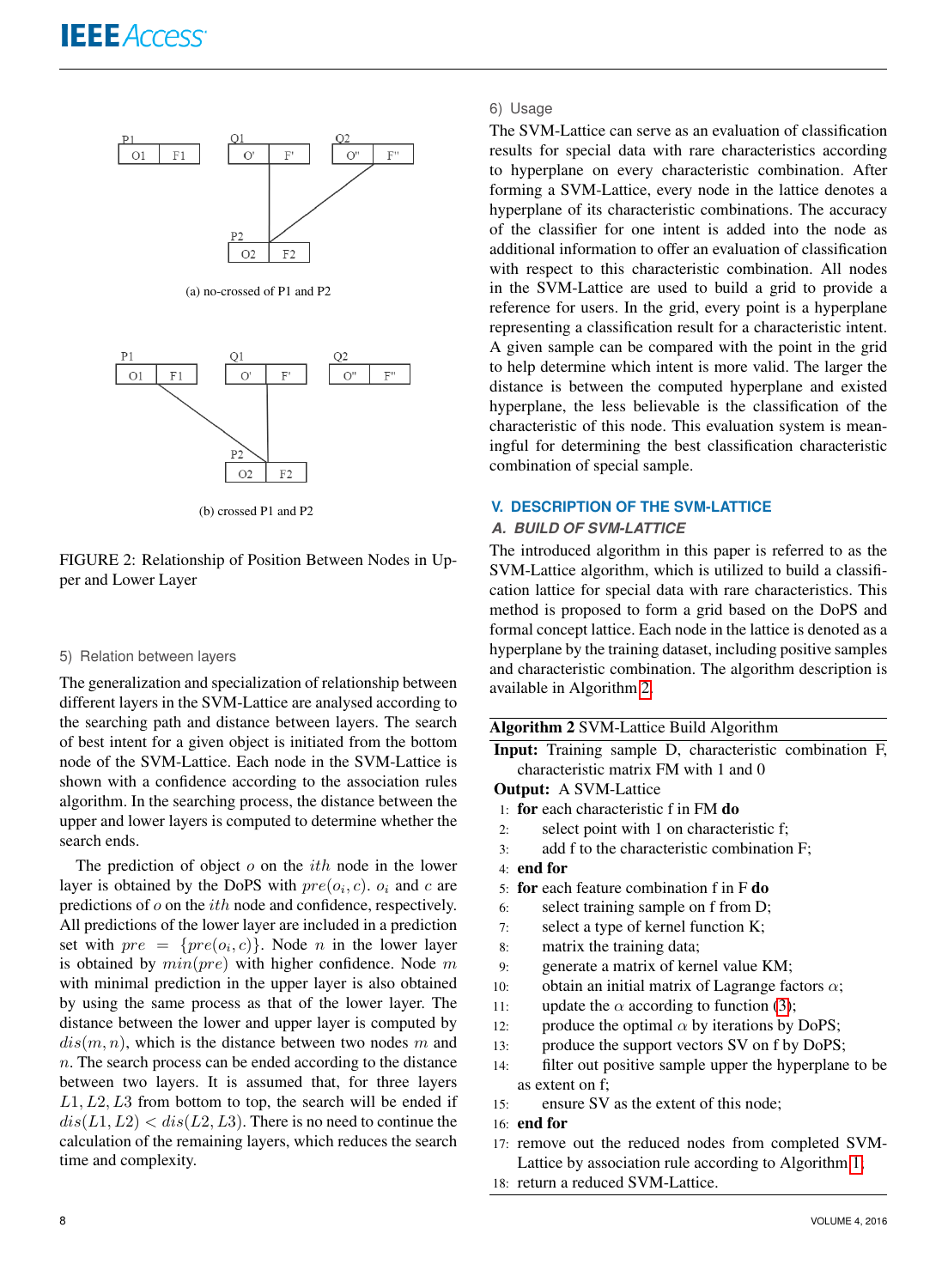(a) no-crossed of P1 and P2

(b) crossed P1 and P2

FIGURE 2: Relationship of Position Between Nodes in Upper and Lower Layer

#### 5) Relation between layers

The generalization and specialization of relationship between different layers in the SVM-Lattice are analysed according to the searching path and distance between layers. The search of best intent for a given object is initiated from the bottom node of the SVM-Lattice. Each node in the SVM-Lattice is shown with a confidence according to the association rules algorithm. In the searching process, the distance between the upper and lower layers is computed to determine whether the search ends.

The prediction of object $o$ on the $ith$ node in the lower layer is obtained by the DoPS with $pre(o_i, c)$. $o_i$ and $c$ are predictions of $o$ on the $ith$ node and confidence, respectively. All predictions of the lower layer are included in a prediction set with $pre = \{pre(o_i, c)\}$. Node $n$ in the lower layer is obtained by $min(pre)$ with higher confidence. Node $m$ with minimal prediction in the upper layer is also obtained by using the same process as that of the lower layer. The distance between the lower and upper layer is computed by $dis(m, n)$, which is the distance between two nodes $m$ and $n$. The search process can be ended according to the distance between two layers. It is assumed that, for three layers $L1, L2, L3$ from bottom to top, the search will be ended if $dis(L1, L2) < dis(L2, L3)$. There is no need to continue the calculation of the remaining layers, which reduces the search time and complexity.

#### 6) Usage

The SVM-Lattice can serve as an evaluation of classification results for special data with rare characteristics according to hyperplane on every characteristic combination. After forming a SVM-Lattice, every node in the lattice denotes a hyperplane of its characteristic combinations. The accuracy of the classifier for one intent is added into the node as additional information to offer an evaluation of classification with respect to this characteristic combination. All nodes in the SVM-Lattice are used to build a grid to provide a reference for users. In the grid, every point is a hyperplane representing a classification result for a characteristic intent. A given sample can be compared with the point in the grid to help determine which intent is more valid. The larger the distance is between the computed hyperplane and existed hyperplane, the less believable is the classification of the characteristic of this node. This evaluation system is meaningful for determining the best classification characteristic combination of special sample.

## V. DESCRIPTION OF THE SVM-LATTICE

### A. BUILD OF SVM-LATTICE

The introduced algorithm in this paper is referred to as the SVM-Lattice algorithm, which is utilized to build a classification lattice for special data with rare characteristics. This method is proposed to form a grid based on the DoPS and formal concept lattice. Each node in the lattice is denoted as a hyperplane by the training dataset, including positive samples and characteristic combination. The algorithm description is available in Algorithm 2.

**Algorithm 2** SVM-Lattice Build Algorithm

**Input:** Training sample D, characteristic combination F, characteristic matrix FM with 1 and 0
**Output:** A SVM-Lattice

1: **for** each characteristic f in FM **do**
2: select point with 1 on characteristic f;
3: add f to the characteristic combination F;
4: **end for**
5: **for** each feature combination f in F **do**
6: select training sample on f from D;
7: select a type of kernel function K;
8: matrix the training data;
9: generate a matrix of kernel value KM;
10: obtain an initial matrix of Lagrange factors $\alpha$;
11: update the $\alpha$ according to function (3);
12: produce the optimal $\alpha$ by iterations by DoPS;
13: produce the support vectors SV on f by DoPS;
14: filter out positive sample upper the hyperplane to be as extent on f;
15: ensure SV as the extent of this node;
16: **end for**
17: remove out the reduced nodes from completed SVM-Lattice by association rule according to Algorithm 1.
18: return a reduced SVM-Lattice.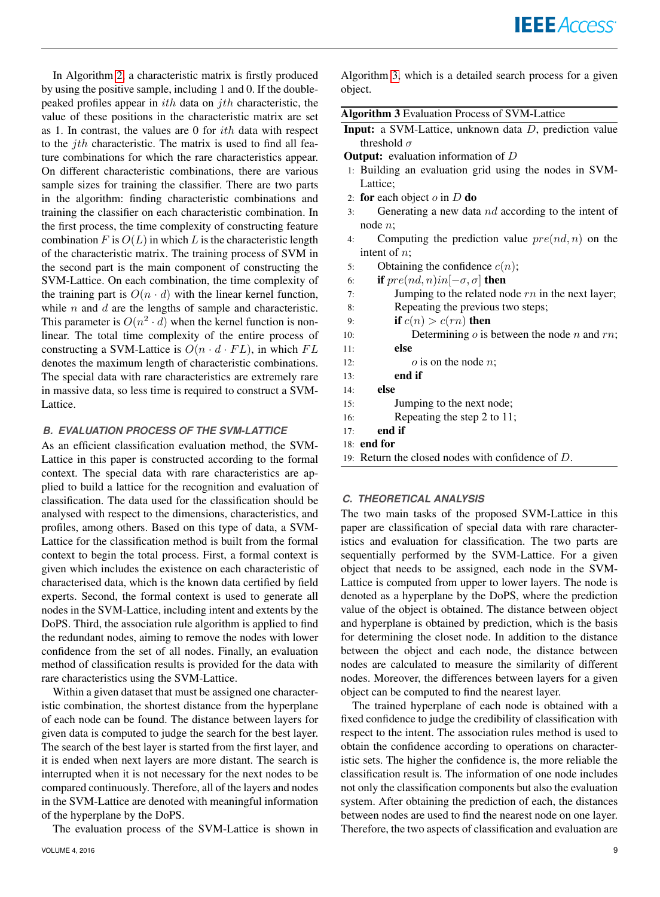In Algorithm 2, a characteristic matrix is firstly produced by using the positive sample, including 1 and 0. If the double-peaked profiles appear in $ith$ data on $jth$ characteristic, the value of these positions in the characteristic matrix are set as 1. In contrast, the values are 0 for $ith$ data with respect to the $jth$ characteristic. The matrix is used to find all feature combinations for which the rare characteristics appear. On different characteristic combinations, there are various sample sizes for training the classifier. There are two parts in the algorithm: finding characteristic combinations and training the classifier on each characteristic combination. In the first process, the time complexity of constructing feature combination $F$ is $O(L)$ in which $L$ is the characteristic length of the characteristic matrix. The training process of SVM in the second part is the main component of constructing the SVM-Lattice. On each combination, the time complexity of the training part is $O(n \cdot d)$ with the linear kernel function, while $n$ and $d$ are the lengths of sample and characteristic. This parameter is $O(n^2 \cdot d)$ when the kernel function is non-linear. The total time complexity of the entire process of constructing a SVM-Lattice is $O(n \cdot d \cdot FL)$, in which $FL$ denotes the maximum length of characteristic combinations. The special data with rare characteristics are extremely rare in massive data, so less time is required to construct a SVM-Lattice.

### B. EVALUATION PROCESS OF THE SVM-LATTICE

As an efficient classification evaluation method, the SVM-Lattice in this paper is constructed according to the formal context. The special data with rare characteristics are applied to build a lattice for the recognition and evaluation of classification. The data used for the classification should be analysed with respect to the dimensions, characteristics, and profiles, among others. Based on this type of data, a SVM-Lattice for the classification method is built from the formal context to begin the total process. First, a formal context is given which includes the existence on each characteristic of characterised data, which is the known data certified by field experts. Second, the formal context is used to generate all nodes in the SVM-Lattice, including intent and extents by the DoPS. Third, the association rule algorithm is applied to find the redundant nodes, aiming to remove the nodes with lower confidence from the set of all nodes. Finally, an evaluation method of classification results is provided for the data with rare characteristics using the SVM-Lattice.

Within a given dataset that must be assigned one characteristic combination, the shortest distance from the hyperplane of each node can be found. The distance between layers for given data is computed to judge the search for the best layer. The search of the best layer is started from the first layer, and it is ended when next layers are more distant. The search is interrupted when it is not necessary for the next nodes to be compared continuously. Therefore, all of the layers and nodes in the SVM-Lattice are denoted with meaningful information of the hyperplane by the DoPS.

The evaluation process of the SVM-Lattice is shown in Algorithm 3, which is a detailed search process for a given object.

**Algorithm 3** Evaluation Process of SVM-Lattice

**Input:** a SVM-Lattice, unknown data $D$, prediction value threshold $\sigma$

**Output:** evaluation information of $D$

```
1:  Building an evaluation grid using the nodes in SVM-Lattice;
2:  for each object o in D do
3:      Generating a new data nd according to the intent of node n;
4:      Computing the prediction value pre(nd, n) on the intent of n;
5:      Obtaining the confidence c(n);
6:      if pre(nd, n) in [−σ, σ] then
7:          Jumping to the related node rn in the next layer;
8:          Repeating the previous two steps;
9:          if c(n) > c(rn) then
10:             Determining o is between the node n and rn;
11:         else
12:             o is on the node n;
13:         end if
14:     else
15:         Jumping to the next node;
16:         Repeating the step 2 to 11;
17:     end if
18: end for
19: Return the closed nodes with confidence of D.
```

### C. THEORETICAL ANALYSIS

The two main tasks of the proposed SVM-Lattice in this paper are classification of special data with rare characteristics and evaluation for classification. The two parts are sequentially performed by the SVM-Lattice. For a given object that needs to be assigned, each node in the SVM-Lattice is computed from upper to lower layers. The node is denoted as a hyperplane by the DoPS, where the prediction value of the object is obtained. The distance between object and hyperplane is obtained by prediction, which is the basis for determining the closet node. In addition to the distance between the object and each node, the distance between nodes are calculated to measure the similarity of different nodes. Moreover, the differences between layers for a given object can be computed to find the nearest layer.

The trained hyperplane of each node is obtained with a fixed confidence to judge the credibility of classification with respect to the intent. The association rules method is used to obtain the confidence according to operations on characteristic sets. The higher the confidence is, the more reliable the classification result is. The information of one node includes not only the classification components but also the evaluation system. After obtaining the prediction of each, the distances between nodes are used to find the nearest node on one layer. Therefore, the two aspects of classification and evaluation are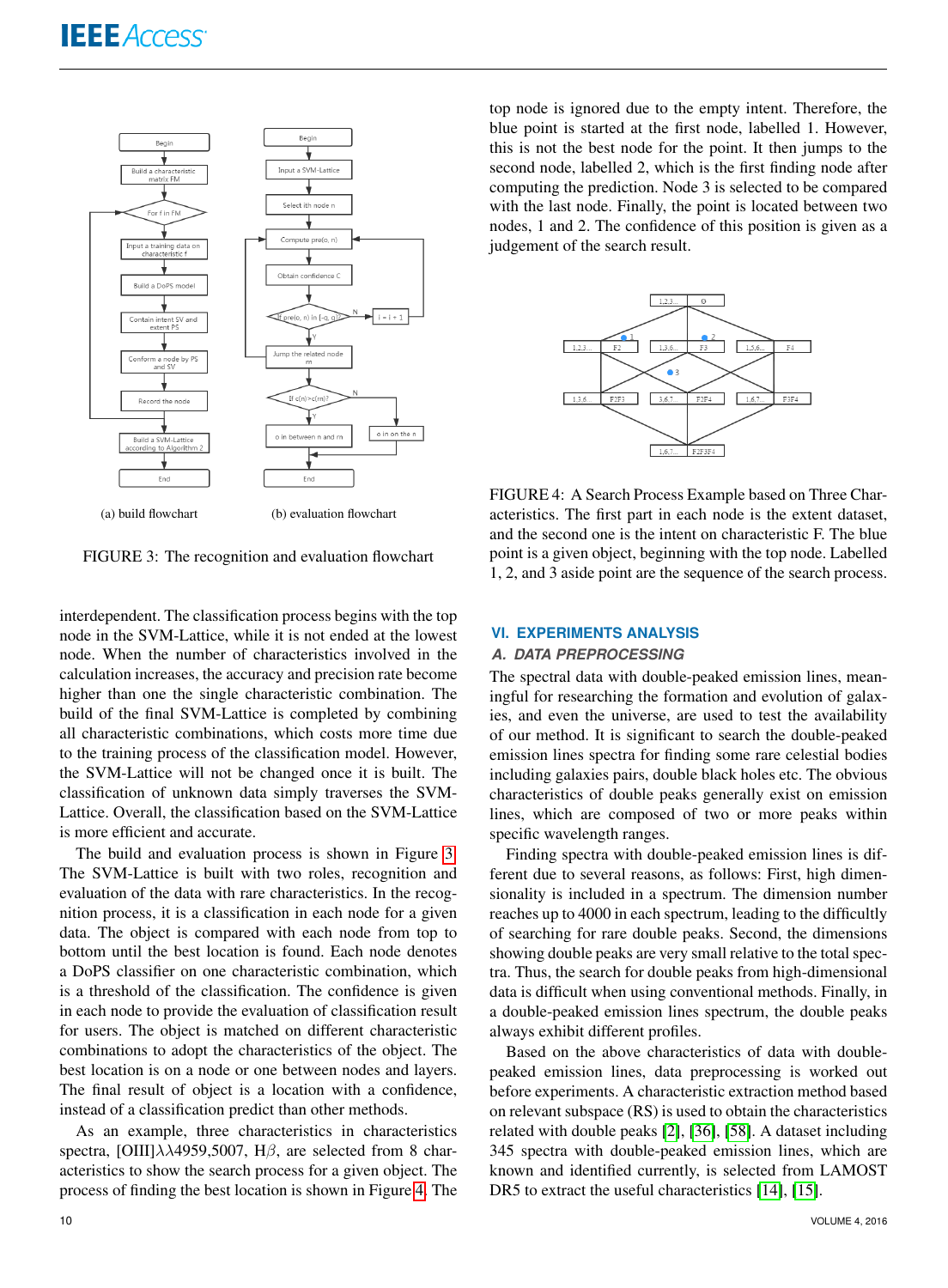(a) build flowchart

(b) evaluation flowchart

FIGURE 3: The recognition and evaluation flowchart

interdependent. The classification process begins with the top node in the SVM-Lattice, while it is not ended at the lowest node. When the number of characteristics involved in the calculation increases, the accuracy and precision rate become higher than one the single characteristic combination. The build of the final SVM-Lattice is completed by combining all characteristic combinations, which costs more time due to the training process of the classification model. However, the SVM-Lattice will not be changed once it is built. The classification of unknown data simply traverses the SVM-Lattice. Overall, the classification based on the SVM-Lattice is more efficient and accurate.

The build and evaluation process is shown in Figure 3. The SVM-Lattice is built with two roles, recognition and evaluation of the data with rare characteristics. In the recognition process, it is a classification in each node for a given data. The object is compared with each node from top to bottom until the best location is found. Each node denotes a DoPS classifier on one characteristic combination, which is a threshold of the classification. The confidence is given in each node to provide the evaluation of classification result for users. The object is matched on different characteristic combinations to adopt the characteristics of the object. The best location is on a node or one between nodes and layers. The final result of object is a location with a confidence, instead of a classification predict than other methods.

As an example, three characteristics in characteristics spectra, [OIII]$\lambda\lambda$4959,5007, H$\beta$, are selected from 8 characteristics to show the search process for a given object. The process of finding the best location is shown in Figure 4. The top node is ignored due to the empty intent. Therefore, the blue point is started at the first node, labelled 1. However, this is not the best node for the point. It then jumps to the second node, labelled 2, which is the first finding node after computing the prediction. Node 3 is selected to be compared with the last node. Finally, the point is located between two nodes, 1 and 2. The confidence of this position is given as a judgement of the search result.

FIGURE 4: A Search Process Example based on Three Characteristics. The first part in each node is the extent dataset, and the second one is the intent on characteristic F. The blue point is a given object, beginning with the top node. Labelled 1, 2, and 3 aside point are the sequence of the search process.

## VI. EXPERIMENTS ANALYSIS

### A. DATA PREPROCESSING

The spectral data with double-peaked emission lines, meaningful for researching the formation and evolution of galaxies, and even the universe, are used to test the availability of our method. It is significant to search the double-peaked emission lines spectra for finding some rare celestial bodies including galaxies pairs, double black holes etc. The obvious characteristics of double peaks generally exist on emission lines, which are composed of two or more peaks within specific wavelength ranges.

Finding spectra with double-peaked emission lines is different due to several reasons, as follows: First, high dimensionality is included in a spectrum. The dimension number reaches up to 4000 in each spectrum, leading to the difficultly of searching for rare double peaks. Second, the dimensions showing double peaks are very small relative to the total spectra. Thus, the search for double peaks from high-dimensional data is difficult when using conventional methods. Finally, in a double-peaked emission lines spectrum, the double peaks always exhibit different profiles.

Based on the above characteristics of data with double-peaked emission lines, data preprocessing is worked out before experiments. A characteristic extraction method based on relevant subspace (RS) is used to obtain the characteristics related with double peaks [2], [36], [58]. A dataset including 345 spectra with double-peaked emission lines, which are known and identified currently, is selected from LAMOST DR5 to extract the useful characteristics [14], [15].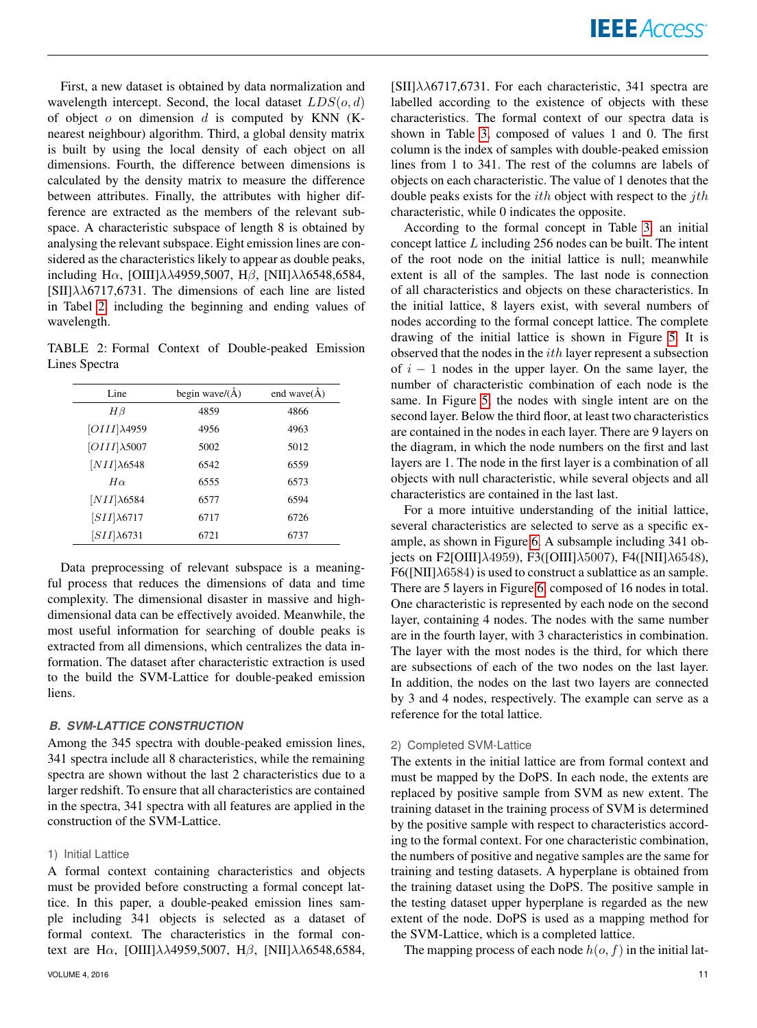First, a new dataset is obtained by data normalization and wavelength intercept. Second, the local dataset $LDS(o, d)$ of object $o$ on dimension $d$ is computed by KNN (K-nearest neighbour) algorithm. Third, a global density matrix is built by using the local density of each object on all dimensions. Fourth, the difference between dimensions is calculated by the density matrix to measure the difference between attributes. Finally, the attributes with higher difference are extracted as the members of the relevant subspace. A characteristic subspace of length 8 is obtained by analysing the relevant subspace. Eight emission lines are considered as the characteristics likely to appear as double peaks, including H$\alpha$, [OIII]$\lambda\lambda$4959,5007, H$\beta$, [NII]$\lambda\lambda$6548,6584, [SII]$\lambda\lambda$6717,6731. The dimensions of each line are listed in Tabel 2, including the beginning and ending values of wavelength.

TABLE 2: Formal Context of Double-peaked Emission Lines Spectra

| Line | begin wave/(Å) | end wave(Å) |
|---|---|---|
| $H\beta$ | 4859 | 4866 |
| $[OIII]\lambda 4959$ | 4956 | 4963 |
| $[OIII]\lambda 5007$ | 5002 | 5012 |
| $[NII]\lambda 6548$ | 6542 | 6559 |
| $H\alpha$ | 6555 | 6573 |
| $[NII]\lambda 6584$ | 6577 | 6594 |
| $[SII]\lambda 6717$ | 6717 | 6726 |
| $[SII]\lambda 6731$ | 6721 | 6737 |

Data preprocessing of relevant subspace is a meaningful process that reduces the dimensions of data and time complexity. The dimensional disaster in massive and high-dimensional data can be effectively avoided. Meanwhile, the most useful information for searching of double peaks is extracted from all dimensions, which centralizes the data information. The dataset after characteristic extraction is used to the build the SVM-Lattice for double-peaked emission liens.

### *B. SVM-LATTICE CONSTRUCTION*

Among the 345 spectra with double-peaked emission lines, 341 spectra include all 8 characteristics, while the remaining spectra are shown without the last 2 characteristics due to a larger redshift. To ensure that all characteristics are contained in the spectra, 341 spectra with all features are applied in the construction of the SVM-Lattice.

#### 1) Initial Lattice

A formal context containing characteristics and objects must be provided before constructing a formal concept lattice. In this paper, a double-peaked emission lines sample including 341 objects is selected as a dataset of formal context. The characteristics in the formal context are H$\alpha$, [OIII]$\lambda\lambda$4959,5007, H$\beta$, [NII]$\lambda\lambda$6548,6584, [SII]$\lambda\lambda$6717,6731. For each characteristic, 341 spectra are labelled according to the existence of objects with these characteristics. The formal context of our spectra data is shown in Table 3, composed of values 1 and 0. The first column is the index of samples with double-peaked emission lines from 1 to 341. The rest of the columns are labels of objects on each characteristic. The value of 1 denotes that the double peaks exists for the $ith$ object with respect to the $jth$ characteristic, while 0 indicates the opposite.

According to the formal concept in Table 3, an initial concept lattice $L$ including 256 nodes can be built. The intent of the root node on the initial lattice is null; meanwhile extent is all of the samples. The last node is connection of all characteristics and objects on these characteristics. In the initial lattice, 8 layers exist, with several numbers of nodes according to the formal concept lattice. The complete drawing of the initial lattice is shown in Figure 5. It is observed that the nodes in the $ith$ layer represent a subsection of $i - 1$ nodes in the upper layer. On the same layer, the number of characteristic combination of each node is the same. In Figure 5, the nodes with single intent are on the second layer. Below the third floor, at least two characteristics are contained in the nodes in each layer. There are 9 layers on the diagram, in which the node numbers on the first and last layers are 1. The node in the first layer is a combination of all objects with null characteristic, while several objects and all characteristics are contained in the last last.

For a more intuitive understanding of the initial lattice, several characteristics are selected to serve as a specific example, as shown in Figure 6. A subsample including 341 objects on F2([OIII]$\lambda$4959), F3([OIII]$\lambda$5007), F4([NII]$\lambda$6548), F6([NII]$\lambda$6584) is used to construct a sublattice as an sample. There are 5 layers in Figure 6, composed of 16 nodes in total. One characteristic is represented by each node on the second layer, containing 4 nodes. The nodes with the same number are in the fourth layer, with 3 characteristics in combination. The layer with the most nodes is the third, for which there are subsections of each of the two nodes on the last layer. In addition, the nodes on the last two layers are connected by 3 and 4 nodes, respectively. The example can serve as a reference for the total lattice.

#### 2) Completed SVM-Lattice

The extents in the initial lattice are from formal context and must be mapped by the DoPS. In each node, the extents are replaced by positive sample from SVM as new extent. The training dataset in the training process of SVM is determined by the positive sample with respect to characteristics according to the formal context. For one characteristic combination, the numbers of positive and negative samples are the same for training and testing datasets. A hyperplane is obtained from the training dataset using the DoPS. The positive sample in the testing dataset upper hyperplane is regarded as the new extent of the node. DoPS is used as a mapping method for the SVM-Lattice, which is a completed lattice.

The mapping process of each node $h(o, f)$ in the initial lat-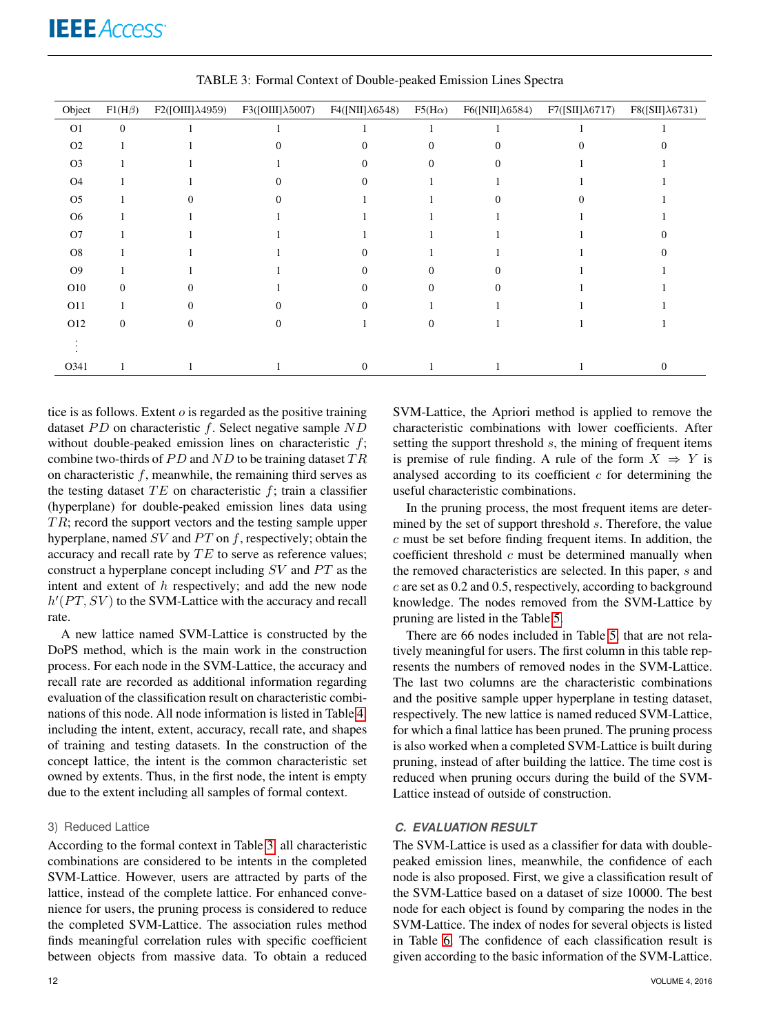TABLE 3: Formal Context of Double-peaked Emission Lines Spectra

| Object | F1(H$\beta$) | F2([OIII]$\lambda$4959) | F3([OIII]$\lambda$5007) | F4([NII]$\lambda$6548) | F5(H$\alpha$) | F6([NII]$\lambda$6584) | F7([SII]$\lambda$6717) | F8([SII]$\lambda$6731) |
|---|---|---|---|---|---|---|---|---|
| O1 | 0 | 1 | 1 | 1 | 1 | 1 | 1 | 1 |
| O2 | 1 | 1 | 0 | 0 | 0 | 0 | 0 | 0 |
| O3 | 1 | 1 | 1 | 0 | 0 | 0 | 1 | 1 |
| O4 | 1 | 1 | 0 | 0 | 1 | 1 | 1 | 1 |
| O5 | 1 | 0 | 0 | 1 | 1 | 0 | 0 | 1 |
| O6 | 1 | 1 | 1 | 1 | 1 | 1 | 1 | 1 |
| O7 | 1 | 1 | 1 | 1 | 1 | 1 | 1 | 0 |
| O8 | 1 | 1 | 1 | 0 | 1 | 1 | 1 | 0 |
| O9 | 1 | 1 | 1 | 0 | 0 | 0 | 1 | 1 |
| O10 | 0 | 0 | 1 | 0 | 0 | 0 | 1 | 1 |
| O11 | 1 | 0 | 0 | 0 | 1 | 1 | 1 | 1 |
| O12 | 0 | 0 | 0 | 1 | 0 | 1 | 1 | 1 |
| ⋮ | | | | | | | | |
| O341 | 1 | 1 | 1 | 0 | 1 | 1 | 1 | 0 |

tice is as follows. Extent $o$ is regarded as the positive training dataset $PD$ on characteristic $f$. Select negative sample $ND$ without double-peaked emission lines on characteristic $f$; combine two-thirds of $PD$ and $ND$ to be training dataset $TR$ on characteristic $f$, meanwhile, the remaining third serves as the testing dataset $TE$ on characteristic $f$; train a classifier (hyperplane) for double-peaked emission lines data using $TR$; record the support vectors and the testing sample upper hyperplane, named $SV$ and $PT$ on $f$, respectively; obtain the accuracy and recall rate by $TE$ to serve as reference values; construct a hyperplane concept including $SV$ and $PT$ as the intent and extent of $h$ respectively; and add the new node $h'(PT, SV)$ to the SVM-Lattice with the accuracy and recall rate.

A new lattice named SVM-Lattice is constructed by the DoPS method, which is the main work in the construction process. For each node in the SVM-Lattice, the accuracy and recall rate are recorded as additional information regarding evaluation of the classification result on characteristic combinations of this node. All node information is listed in Table 4, including the intent, extent, accuracy, recall rate, and shapes of training and testing datasets. In the construction of the concept lattice, the intent is the common characteristic set owned by extents. Thus, in the first node, the intent is empty due to the extent including all samples of formal context.

#### 3) Reduced Lattice

According to the formal context in Table 3, all characteristic combinations are considered to be intents in the completed SVM-Lattice. However, users are attracted by parts of the lattice, instead of the complete lattice. For enhanced convenience for users, the pruning process is considered to reduce the completed SVM-Lattice. The association rules method finds meaningful correlation rules with specific coefficient between objects from massive data. To obtain a reduced SVM-Lattice, the Apriori method is applied to remove the characteristic combinations with lower coefficients. After setting the support threshold $s$, the mining of frequent items is premise of rule finding. A rule of the form $X \Rightarrow Y$ is analysed according to its coefficient $c$ for determining the useful characteristic combinations.

In the pruning process, the most frequent items are determined by the set of support threshold $s$. Therefore, the value $c$ must be set before finding frequent items. In addition, the coefficient threshold $c$ must be determined manually when the removed characteristics are selected. In this paper, $s$ and $c$ are set as 0.2 and 0.5, respectively, according to background knowledge. The nodes removed from the SVM-Lattice by pruning are listed in the Table 5.

There are 66 nodes included in Table 5 that are not relatively meaningful for users. The first column in this table represents the numbers of removed nodes in the SVM-Lattice. The last two columns are the characteristic combinations and the positive sample upper hyperplane in testing dataset, respectively. The new lattice is named reduced SVM-Lattice, for which a final lattice has been pruned. The pruning process is also worked when a completed SVM-Lattice is built during pruning, instead of after building the lattice. The time cost is reduced when pruning occurs during the build of the SVM-Lattice instead of outside of construction.

### C. EVALUATION RESULT

The SVM-Lattice is used as a classifier for data with double-peaked emission lines, meanwhile, the confidence of each node is also proposed. First, we give a classification result of the SVM-Lattice based on a dataset of size 10000. The best node for each object is found by comparing the nodes in the SVM-Lattice. The index of nodes for several objects is listed in Table 6. The confidence of each classification result is given according to the basic information of the SVM-Lattice.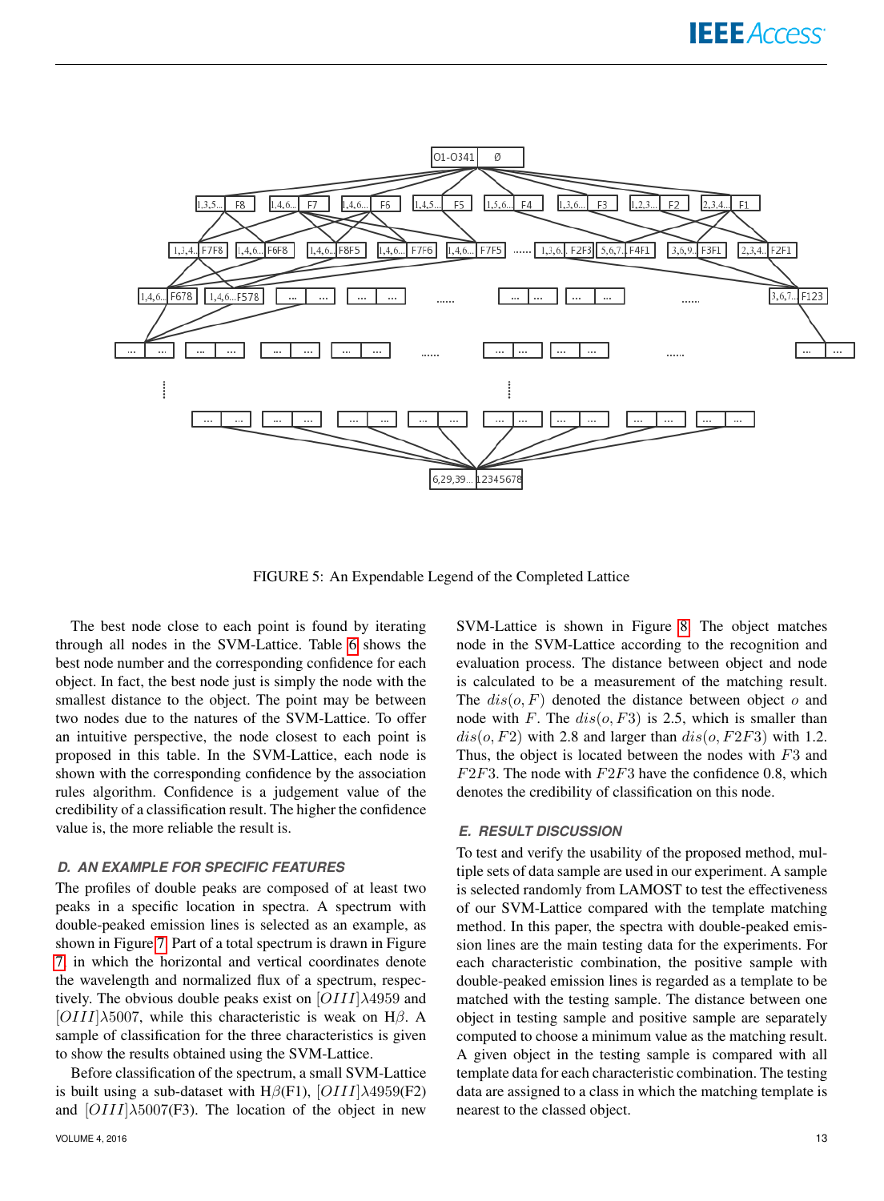FIGURE 5: An Expendable Legend of the Completed Lattice

The best node close to each point is found by iterating through all nodes in the SVM-Lattice. Table 6 shows the best node number and the corresponding confidence for each object. In fact, the best node just is simply the node with the smallest distance to the object. The point may be between two nodes due to the natures of the SVM-Lattice. To offer an intuitive perspective, the node closest to each point is proposed in this table. In the SVM-Lattice, each node is shown with the corresponding confidence by the association rules algorithm. Confidence is a judgement value of the credibility of a classification result. The higher the confidence value is, the more reliable the result is.

### D. AN EXAMPLE FOR SPECIFIC FEATURES

The profiles of double peaks are composed of at least two peaks in a specific location in spectra. A spectrum with double-peaked emission lines is selected as an example, as shown in Figure 7. Part of a total spectrum is drawn in Figure 7, in which the horizontal and vertical coordinates denote the wavelength and normalized flux of a spectrum, respectively. The obvious double peaks exist on $[OIII]\lambda4959$ and $[OIII]\lambda5007$, while this characteristic is weak on H$\beta$. A sample of classification for the three characteristics is given to show the results obtained using the SVM-Lattice.

Before classification of the spectrum, a small SVM-Lattice is built using a sub-dataset with H$\beta$(F1), $[OIII]\lambda4959$(F2) and $[OIII]\lambda5007$(F3). The location of the object in new SVM-Lattice is shown in Figure 8. The object matches node in the SVM-Lattice according to the recognition and evaluation process. The distance between object and node is calculated to be a measurement of the matching result. The $dis(o, F)$ denoted the distance between object $o$ and node with $F$. The $dis(o, F3)$ is 2.5, which is smaller than $dis(o, F2)$ with 2.8 and larger than $dis(o, F2F3)$ with 1.2. Thus, the object is located between the nodes with $F3$ and $F2F3$. The node with $F2F3$ have the confidence 0.8, which denotes the credibility of classification on this node.

### E. RESULT DISCUSSION

To test and verify the usability of the proposed method, multiple sets of data sample are used in our experiment. A sample is selected randomly from LAMOST to test the effectiveness of our SVM-Lattice compared with the template matching method. In this paper, the spectra with double-peaked emission lines are the main testing data for the experiments. For each characteristic combination, the positive sample with double-peaked emission lines is regarded as a template to be matched with the testing sample. The distance between one object in testing sample and positive sample are separately computed to choose a minimum value as the matching result. A given object in the testing sample is compared with all template data for each characteristic combination. The testing data are assigned to a class in which the matching template is nearest to the classed object.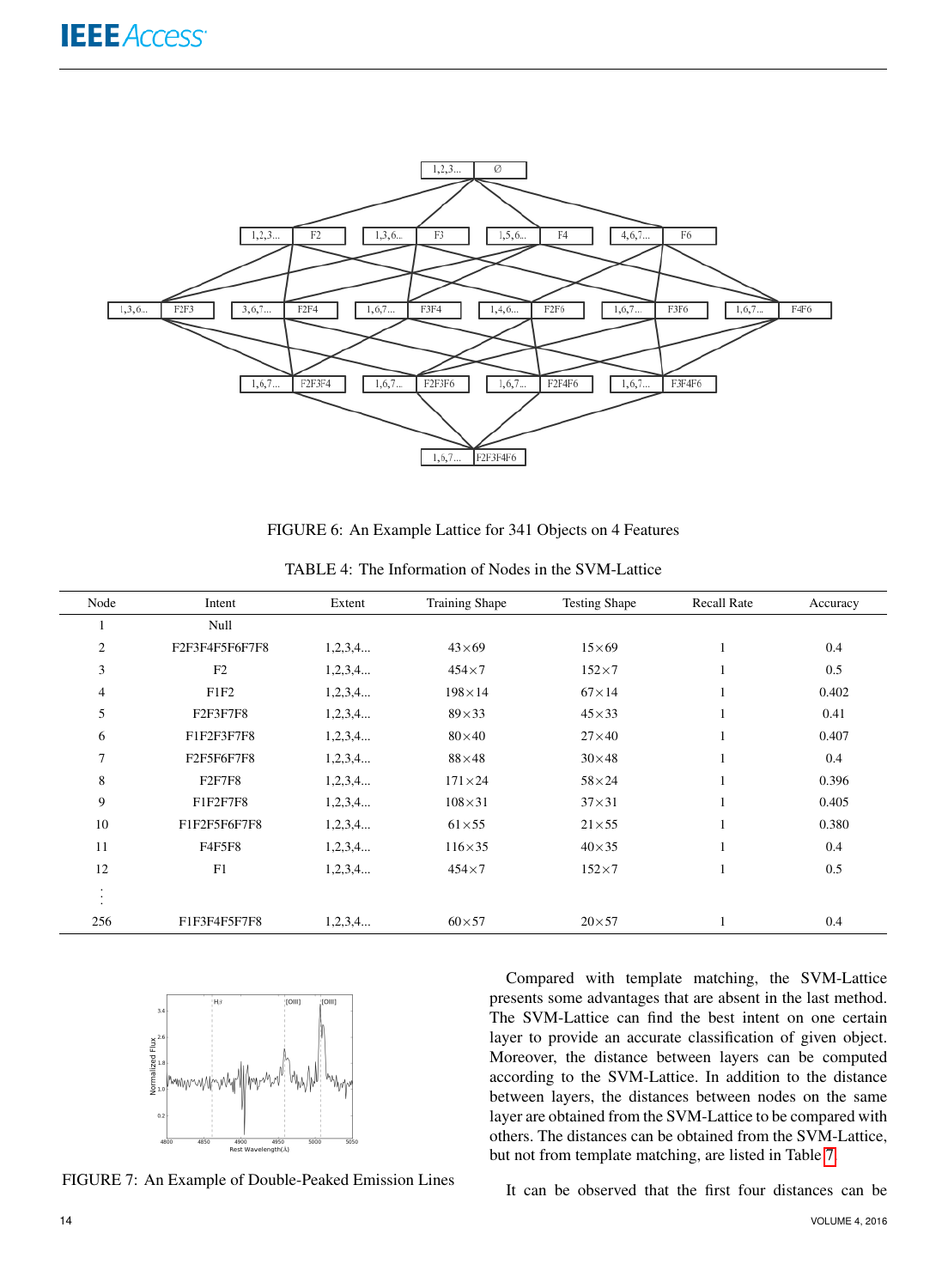FIGURE 6: An Example Lattice for 341 Objects on 4 Features

TABLE 4: The Information of Nodes in the SVM-Lattice

| Node | Intent | Extent | Training Shape | Testing Shape | Recall Rate | Accuracy |
|---|---|---|---|---|---|---|
| 1 | Null | | | | | |
| 2 | F2F3F4F5F6F7F8 | 1,2,3,4... | 43×69 | 15×69 | 1 | 0.4 |
| 3 | F2 | 1,2,3,4... | 454×7 | 152×7 | 1 | 0.5 |
| 4 | F1F2 | 1,2,3,4... | 198×14 | 67×14 | 1 | 0.402 |
| 5 | F2F3F7F8 | 1,2,3,4... | 89×33 | 45×33 | 1 | 0.41 |
| 6 | F1F2F3F7F8 | 1,2,3,4... | 80×40 | 27×40 | 1 | 0.407 |
| 7 | F2F5F6F7F8 | 1,2,3,4... | 88×48 | 30×48 | 1 | 0.4 |
| 8 | F2F7F8 | 1,2,3,4... | 171×24 | 58×24 | 1 | 0.396 |
| 9 | F1F2F7F8 | 1,2,3,4... | 108×31 | 37×31 | 1 | 0.405 |
| 10 | F1F2F5F6F7F8 | 1,2,3,4... | 61×55 | 21×55 | 1 | 0.380 |
| 11 | F4F5F8 | 1,2,3,4... | 116×35 | 40×35 | 1 | 0.4 |
| 12 | F1 | 1,2,3,4... | 454×7 | 152×7 | 1 | 0.5 |
| ⋮ | | | | | | |
| 256 | F1F3F4F5F7F8 | 1,2,3,4... | 60×57 | 20×57 | 1 | 0.4 |

FIGURE 7: An Example of Double-Peaked Emission Lines

Compared with template matching, the SVM-Lattice presents some advantages that are absent in the last method. The SVM-Lattice can find the best intent on one certain layer to provide an accurate classification of given object. Moreover, the distance between layers can be computed according to the SVM-Lattice. In addition to the distance between layers, the distances between nodes on the same layer are obtained from the SVM-Lattice to be compared with others. The distances can be obtained from the SVM-Lattice, but not from template matching, are listed in Table 7.

It can be observed that the first four distances can be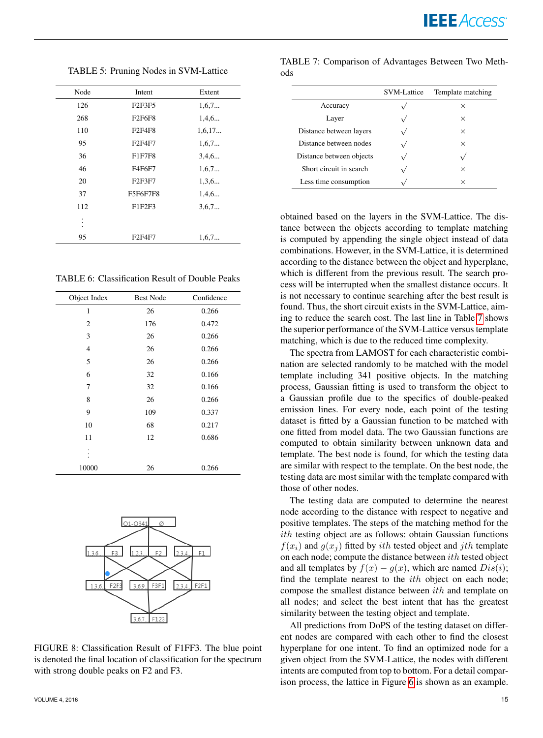TABLE 5: Pruning Nodes in SVM-Lattice

| Node | Intent | Extent |
|---|---|---|
| 126 | F2F3F5 | 1,6,7... |
| 268 | F2F6F8 | 1,4,6... |
| 110 | F2F4F8 | 1,6,17... |
| 95 | F2F4F7 | 1,6,7... |
| 36 | F1F7F8 | 3,4,6... |
| 46 | F4F6F7 | 1,6,7... |
| 20 | F2F3F7 | 1,3,6... |
| 37 | F5F6F7F8 | 1,4,6... |
| 112 | F1F2F3 | 3,6,7... |
| ⋮ | | |
| 95 | F2F4F7 | 1,6,7... |

TABLE 6: Classification Result of Double Peaks

| Object Index | Best Node | Confidence |
|---|---|---|
| 1 | 26 | 0.266 |
| 2 | 176 | 0.472 |
| 3 | 26 | 0.266 |
| 4 | 26 | 0.266 |
| 5 | 26 | 0.266 |
| 6 | 32 | 0.166 |
| 7 | 32 | 0.166 |
| 8 | 26 | 0.266 |
| 9 | 109 | 0.337 |
| 10 | 68 | 0.217 |
| 11 | 12 | 0.686 |
| ⋮ | | |
| 10000 | 26 | 0.266 |

FIGURE 8: Classification Result of F1FF3. The blue point is denoted the final location of classification for the spectrum with strong double peaks on F2 and F3.

TABLE 7: Comparison of Advantages Between Two Methods

| | SVM-Lattice | Template matching |
|---|---|---|
| Accuracy | √ | × |
| Layer | √ | × |
| Distance between layers | √ | × |
| Distance between nodes | √ | × |
| Distance between objects | √ | √ |
| Short circuit in search | √ | × |
| Less time consumption | √ | × |

obtained based on the layers in the SVM-Lattice. The distance between the objects according to template matching is computed by appending the single object instead of data combinations. However, in the SVM-Lattice, it is determined according to the distance between the object and hyperplane, which is different from the previous result. The search process will be interrupted when the smallest distance occurs. It is not necessary to continue searching after the best result is found. Thus, the short circuit exists in the SVM-Lattice, aiming to reduce the search cost. The last line in Table 7 shows the superior performance of the SVM-Lattice versus template matching, which is due to the reduced time complexity.

The spectra from LAMOST for each characteristic combination are selected randomly to be matched with the model template including 341 positive objects. In the matching process, Gaussian fitting is used to transform the object to a Gaussian profile due to the specifics of double-peaked emission lines. For every node, each point of the testing dataset is fitted by a Gaussian function to be matched with one fitted from model data. The two Gaussian functions are computed to obtain similarity between unknown data and template. The best node is found, for which the testing data are similar with respect to the template. On the best node, the testing data are most similar with the template compared with those of other nodes.

The testing data are computed to determine the nearest node according to the distance with respect to negative and positive templates. The steps of the matching method for the $ith$ testing object are as follows: obtain Gaussian functions $f(x_i)$ and $g(x_j)$ fitted by $ith$ tested object and $jth$ template on each node; compute the distance between $ith$ tested object and all templates by $f(x) - g(x)$, which are named $Dis(i)$; find the template nearest to the $ith$ object on each node; compose the smallest distance between $ith$ and template on all nodes; and select the best intent that has the greatest similarity between the testing object and template.

All predictions from DoPS of the testing dataset on different nodes are compared with each other to find the closest hyperplane for one intent. To find an optimized node for a given object from the SVM-Lattice, the nodes with different intents are computed from top to bottom. For a detail comparison process, the lattice in Figure 6 is shown as an example.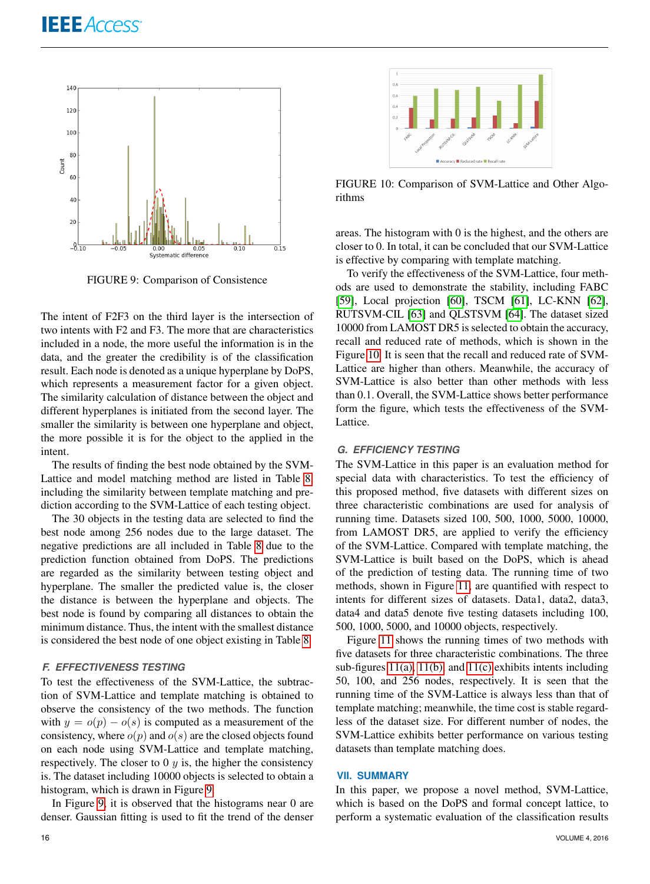FIGURE 9: Comparison of Consistence

The intent of F2F3 on the third layer is the intersection of two intents with F2 and F3. The more that are characteristics included in a node, the more useful the information is in the data, and the greater the credibility is of the classification result. Each node is denoted as a unique hyperplane by DoPS, which represents a measurement factor for a given object. The similarity calculation of distance between the object and different hyperplanes is initiated from the second layer. The smaller the similarity is between one hyperplane and object, the more possible it is for the object to the applied in the intent.

The results of finding the best node obtained by the SVM-Lattice and model matching method are listed in Table 8 including the similarity between template matching and prediction according to the SVM-Lattice of each testing object.

The 30 objects in the testing data are selected to find the best node among 256 nodes due to the large dataset. The negative predictions are all included in Table 8 due to the prediction function obtained from DoPS. The predictions are regarded as the similarity between testing object and hyperplane. The smaller the predicted value is, the closer the distance is between the hyperplane and objects. The best node is found by comparing all distances to obtain the minimum distance. Thus, the intent with the smallest distance is considered the best node of one object existing in Table 8.

### F. EFFECTIVENESS TESTING

To test the effectiveness of the SVM-Lattice, the subtraction of SVM-Lattice and template matching is obtained to observe the consistency of the two methods. The function with $y = o(p) - o(s)$ is computed as a measurement of the consistency, where $o(p)$ and $o(s)$ are the closed objects found on each node using SVM-Lattice and template matching, respectively. The closer to 0 $y$ is, the higher the consistency is. The dataset including 10000 objects is selected to obtain a histogram, which is drawn in Figure 9.

In Figure 9, it is observed that the histograms near 0 are denser. Gaussian fitting is used to fit the trend of the denser areas. The histogram with 0 is the highest, and the others are closer to 0. In total, it can be concluded that our SVM-Lattice is effective by comparing with template matching.

FIGURE 10: Comparison of SVM-Lattice and Other Algorithms

To verify the effectiveness of the SVM-Lattice, four methods are used to demonstrate the stability, including FABC [59], Local projection [60], TSCM [61], LC-KNN [62], RUTSVM-CIL [63] and QLSTSVM [64]. The dataset sized 10000 from LAMOST DR5 is selected to obtain the accuracy, recall and reduced rate of methods, which is shown in the Figure 10. It is seen that the recall and reduced rate of SVM-Lattice are higher than others. Meanwhile, the accuracy of SVM-Lattice is also better than other methods with less than 0.1. Overall, the SVM-Lattice shows better performance form the figure, which tests the effectiveness of the SVM-Lattice.

### G. EFFICIENCY TESTING

The SVM-Lattice in this paper is an evaluation method for special data with characteristics. To test the efficiency of this proposed method, five datasets with different sizes on three characteristic combinations are used for analysis of running time. Datasets sized 100, 500, 1000, 5000, 10000, from LAMOST DR5, are applied to verify the efficiency of the SVM-Lattice. Compared with template matching, the SVM-Lattice is built based on the DoPS, which is ahead of the prediction of testing data. The running time of two methods, shown in Figure 11, are quantified with respect to intents for different sizes of datasets. Data1, data2, data3, data4 and data5 denote five testing datasets including 100, 500, 1000, 5000, and 10000 objects, respectively.

Figure 11 shows the running times of two methods with five datasets for three characteristic combinations. The three sub-figures 11(a), 11(b) and 11(c) exhibits intents including 50, 100, and 256 nodes, respectively. It is seen that the running time of the SVM-Lattice is always less than that of template matching; meanwhile, the time cost is stable regardless of the dataset size. For different number of nodes, the SVM-Lattice exhibits better performance on various testing datasets than template matching does.

## VII. SUMMARY

In this paper, we propose a novel method, SVM-Lattice, which is based on the DoPS and formal concept lattice, to perform a systematic evaluation of the classification results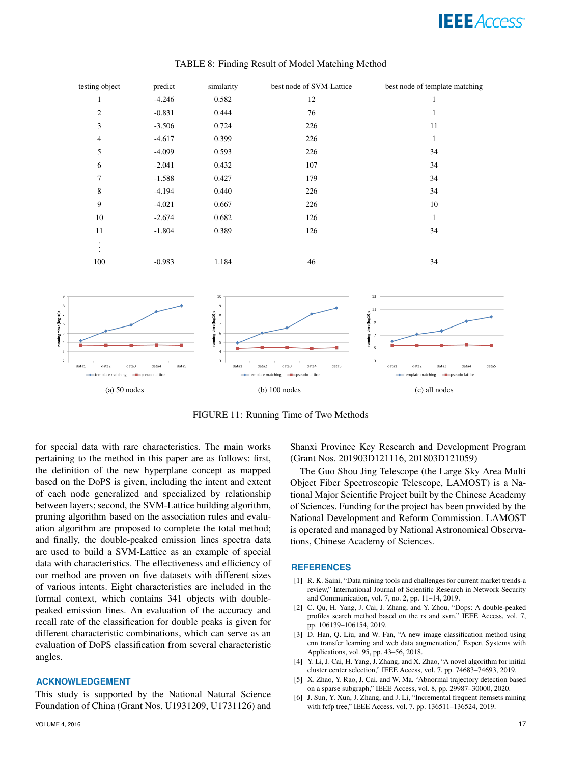TABLE 8: Finding Result of Model Matching Method

| testing object | predict | similarity | best node of SVM-Lattice | best node of template matching |
|---|---|---|---|---|
| 1 | -4.246 | 0.582 | 12 | 1 |
| 2 | -0.831 | 0.444 | 76 | 1 |
| 3 | -3.506 | 0.724 | 226 | 11 |
| 4 | -4.617 | 0.399 | 226 | 1 |
| 5 | -4.099 | 0.593 | 226 | 34 |
| 6 | -2.041 | 0.432 | 107 | 34 |
| 7 | -1.588 | 0.427 | 179 | 34 |
| 8 | -4.194 | 0.440 | 226 | 34 |
| 9 | -4.021 | 0.667 | 226 | 10 |
| 10 | -2.674 | 0.682 | 126 | 1 |
| 11 | -1.804 | 0.389 | 126 | 34 |
| ⋮ | | | | |
| 100 | -0.983 | 1.184 | 46 | 34 |

(a) 50 nodes

(b) 100 nodes

(c) all nodes

FIGURE 11: Running Time of Two Methods

for special data with rare characteristics. The main works pertaining to the method in this paper are as follows: first, the definition of the new hyperplane concept as mapped based on the DoPS is given, including the intent and extent of each node generalized and specialized by relationship between layers; second, the SVM-Lattice building algorithm, pruning algorithm based on the association rules and evaluation algorithm are proposed to complete the total method; and finally, the double-peaked emission lines spectra data are used to build a SVM-Lattice as an example of special data with characteristics. The effectiveness and efficiency of our method are proven on five datasets with different sizes of various intents. Eight characteristics are included in the formal context, which contains 341 objects with double-peaked emission lines. An evaluation of the accuracy and recall rate of the classification for double peaks is given for different characteristic combinations, which can serve as an evaluation of DoPS classification from several characteristic angles.

## ACKNOWLEDGEMENT

This study is supported by the National Natural Science Foundation of China (Grant Nos. U1931209, U1731126) and Shanxi Province Key Research and Development Program (Grant Nos. 201903D121116, 201803D121059)

The Guo Shou Jing Telescope (the Large Sky Area Multi Object Fiber Spectroscopic Telescope, LAMOST) is a National Major Scientific Project built by the Chinese Academy of Sciences. Funding for the project has been provided by the National Development and Reform Commission. LAMOST is operated and managed by National Astronomical Observations, Chinese Academy of Sciences.

## REFERENCES

[1] R. K. Saini, "Data mining tools and challenges for current market trends-a review," International Journal of Scientific Research in Network Security and Communication, vol. 7, no. 2, pp. 11–14, 2019.

[2] C. Qu, H. Yang, J. Cai, J. Zhang, and Y. Zhou, "Dops: A double-peaked profiles search method based on the rs and svm," IEEE Access, vol. 7, pp. 106139–106154, 2019.

[3] D. Han, Q. Liu, and W. Fan, "A new image classification method using cnn transfer learning and web data augmentation," Expert Systems with Applications, vol. 95, pp. 43–56, 2018.

[4] Y. Li, J. Cai, H. Yang, J. Zhang, and X. Zhao, "A novel algorithm for initial cluster center selection," IEEE Access, vol. 7, pp. 74683–74693, 2019.

[5] X. Zhao, Y. Rao, J. Cai, and W. Ma, "Abnormal trajectory detection based on a sparse subgraph," IEEE Access, vol. 8, pp. 29987–30000, 2020.

[6] J. Sun, Y. Xun, J. Zhang, and J. Li, "Incremental frequent itemsets mining with fcfp tree," IEEE Access, vol. 7, pp. 136511–136524, 2019.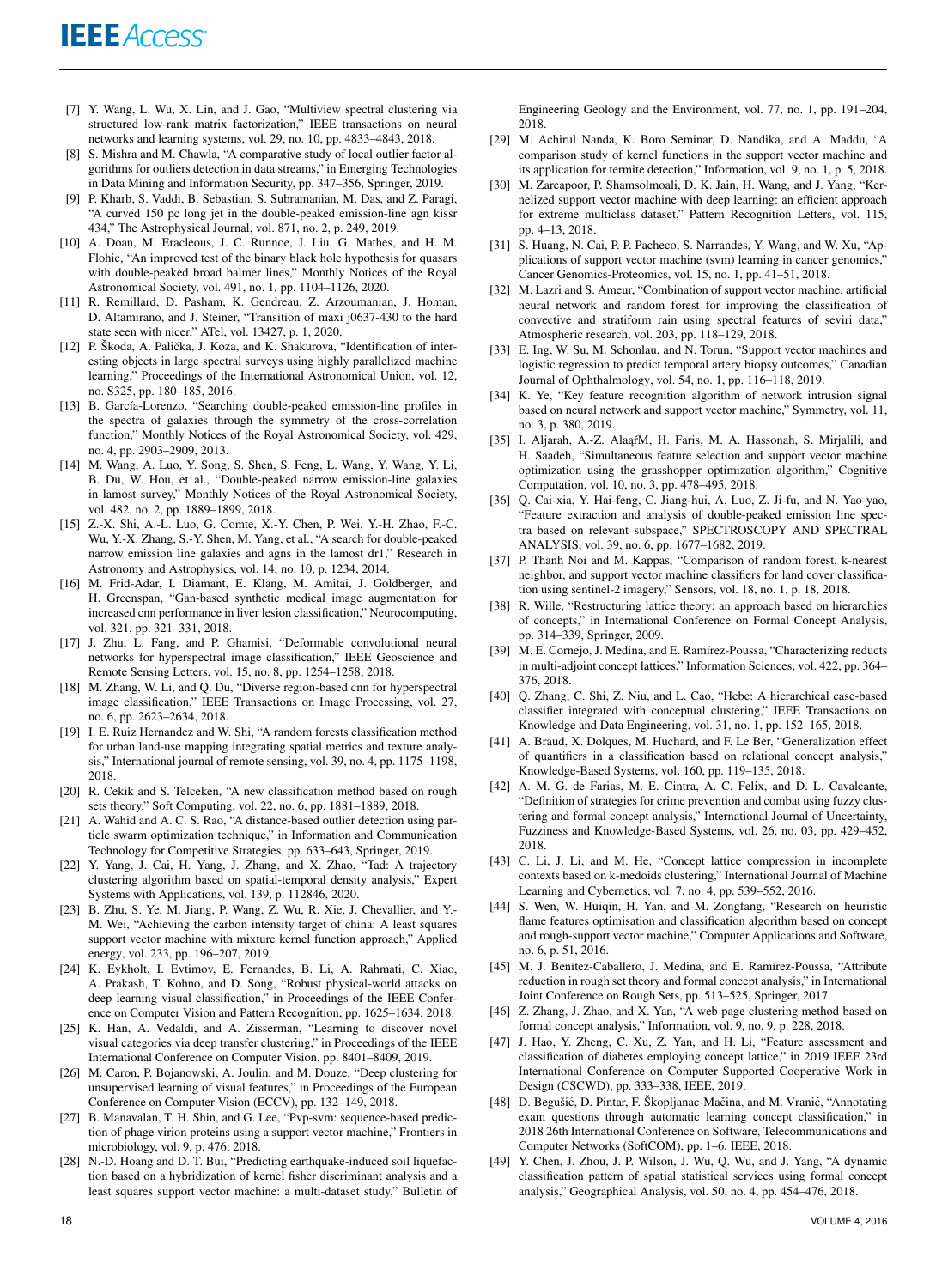- [7] Y. Wang, L. Wu, X. Lin, and J. Gao, "Multiview spectral clustering via structured low-rank matrix factorization," IEEE transactions on neural networks and learning systems, vol. 29, no. 10, pp. 4833–4843, 2018.
- [8] S. Mishra and M. Chawla, "A comparative study of local outlier factor algorithms for outliers detection in data streams," in Emerging Technologies in Data Mining and Information Security, pp. 347–356, Springer, 2019.
- [9] P. Kharb, S. Vaddi, B. Sebastian, S. Subramanian, M. Das, and Z. Paragi, "A curved 150 pc long jet in the double-peaked emission-line agn kissr 434," The Astrophysical Journal, vol. 871, no. 2, p. 249, 2019.
- [10] A. Doan, M. Eracleous, J. C. Runnoe, J. Liu, G. Mathes, and H. M. Flohic, "An improved test of the binary black hole hypothesis for quasars with double-peaked broad balmer lines," Monthly Notices of the Royal Astronomical Society, vol. 491, no. 1, pp. 1104–1126, 2020.
- [11] R. Remillard, D. Pasham, K. Gendreau, Z. Arzoumanian, J. Homan, D. Altamirano, and J. Steiner, "Transition of maxi j0637-430 to the hard state seen with nicer," ATel, vol. 13427, p. 1, 2020.
- [12] P. Škoda, A. Palička, J. Koza, and K. Shakurova, "Identification of interesting objects in large spectral surveys using highly parallelized machine learning," Proceedings of the International Astronomical Union, vol. 12, no. S325, pp. 180–185, 2016.
- [13] B. García-Lorenzo, "Searching double-peaked emission-line profiles in the spectra of galaxies through the symmetry of the cross-correlation function," Monthly Notices of the Royal Astronomical Society, vol. 429, no. 4, pp. 2903–2909, 2013.
- [14] M. Wang, A. Luo, Y. Song, S. Shen, S. Feng, L. Wang, Y. Wang, Y. Li, B. Du, W. Hou, et al., "Double-peaked narrow emission-line galaxies in lamost survey," Monthly Notices of the Royal Astronomical Society, vol. 482, no. 2, pp. 1889–1899, 2018.
- [15] Z.-X. Shi, A.-L. Luo, G. Comte, X.-Y. Chen, P. Wei, Y.-H. Zhao, F.-C. Wu, Y.-X. Zhang, S.-Y. Shen, M. Yang, et al., "A search for double-peaked narrow emission line galaxies and agns in the lamost dr1," Research in Astronomy and Astrophysics, vol. 14, no. 10, p. 1234, 2014.
- [16] M. Frid-Adar, I. Diamant, E. Klang, M. Amitai, J. Goldberger, and H. Greenspan, "Gan-based synthetic medical image augmentation for increased cnn performance in liver lesion classification," Neurocomputing, vol. 321, pp. 321–331, 2018.
- [17] J. Zhu, L. Fang, and P. Ghamisi, "Deformable convolutional neural networks for hyperspectral image classification," IEEE Geoscience and Remote Sensing Letters, vol. 15, no. 8, pp. 1254–1258, 2018.
- [18] M. Zhang, W. Li, and Q. Du, "Diverse region-based cnn for hyperspectral image classification," IEEE Transactions on Image Processing, vol. 27, no. 6, pp. 2623–2634, 2018.
- [19] I. E. Ruiz Hernandez and W. Shi, "A random forests classification method for urban land-use mapping integrating spatial metrics and texture analysis," International journal of remote sensing, vol. 39, no. 4, pp. 1175–1198, 2018.
- [20] R. Cekik and S. Telceken, "A new classification method based on rough sets theory," Soft Computing, vol. 22, no. 6, pp. 1881–1889, 2018.
- [21] A. Wahid and A. C. S. Rao, "A distance-based outlier detection using particle swarm optimization technique," in Information and Communication Technology for Competitive Strategies, pp. 633–643, Springer, 2019.
- [22] Y. Yang, J. Cai, H. Yang, J. Zhang, and X. Zhao, "Tad: A trajectory clustering algorithm based on spatial-temporal density analysis," Expert Systems with Applications, vol. 139, p. 112846, 2020.
- [23] B. Zhu, S. Ye, M. Jiang, P. Wang, Z. Wu, R. Xie, J. Chevallier, and Y.-M. Wei, "Achieving the carbon intensity target of china: A least squares support vector machine with mixture kernel function approach," Applied energy, vol. 233, pp. 196–207, 2019.
- [24] K. Eykholt, I. Evtimov, E. Fernandes, B. Li, A. Rahmati, C. Xiao, A. Prakash, T. Kohno, and D. Song, "Robust physical-world attacks on deep learning visual classification," in Proceedings of the IEEE Conference on Computer Vision and Pattern Recognition, pp. 1625–1634, 2018.
- [25] K. Han, A. Vedaldi, and A. Zisserman, "Learning to discover novel visual categories via deep transfer clustering," in Proceedings of the IEEE International Conference on Computer Vision, pp. 8401–8409, 2019.
- [26] M. Caron, P. Bojanowski, A. Joulin, and M. Douze, "Deep clustering for unsupervised learning of visual features," in Proceedings of the European Conference on Computer Vision (ECCV), pp. 132–149, 2018.
- [27] B. Manavalan, T. H. Shin, and G. Lee, "Pvp-svm: sequence-based prediction of phage virion proteins using a support vector machine," Frontiers in microbiology, vol. 9, p. 476, 2018.
- [28] N.-D. Hoang and D. T. Bui, "Predicting earthquake-induced soil liquefaction based on a hybridization of kernel fisher discriminant analysis and a least squares support vector machine: a multi-dataset study," Bulletin of Engineering Geology and the Environment, vol. 77, no. 1, pp. 191–204, 2018.
- [29] M. Achirul Nanda, K. Boro Seminar, D. Nandika, and A. Maddu, "A comparison study of kernel functions in the support vector machine and its application for termite detection," Information, vol. 9, no. 1, p. 5, 2018.
- [30] M. Zareapoor, P. Shamsolmoali, D. K. Jain, H. Wang, and J. Yang, "Kernelized support vector machine with deep learning: an efficient approach for extreme multiclass dataset," Pattern Recognition Letters, vol. 115, pp. 4–13, 2018.
- [31] S. Huang, N. Cai, P. P. Pacheco, S. Narrandes, Y. Wang, and W. Xu, "Applications of support vector machine (svm) learning in cancer genomics," Cancer Genomics-Proteomics, vol. 15, no. 1, pp. 41–51, 2018.
- [32] M. Lazri and S. Ameur, "Combination of support vector machine, artificial neural network and random forest for improving the classification of convective and stratiform rain using spectral features of seviri data," Atmospheric research, vol. 203, pp. 118–129, 2018.
- [33] E. Ing, W. Su, M. Schonlau, and N. Torun, "Support vector machines and logistic regression to predict temporal artery biopsy outcomes," Canadian Journal of Ophthalmology, vol. 54, no. 1, pp. 116–118, 2019.
- [34] K. Ye, "Key feature recognition algorithm of network intrusion signal based on neural network and support vector machine," Symmetry, vol. 11, no. 3, p. 380, 2019.
- [35] I. Aljarah, A.-Z. AlaąfM, H. Faris, M. A. Hassonah, S. Mirjalili, and H. Saadeh, "Simultaneous feature selection and support vector machine optimization using the grasshopper optimization algorithm," Cognitive Computation, vol. 10, no. 3, pp. 478–495, 2018.
- [36] Q. Cai-xia, Y. Hai-feng, C. Jiang-hui, A. Luo, Z. Ji-fu, and N. Yao-yao, "Feature extraction and analysis of double-peaked emission line spectra based on relevant subspace," SPECTROSCOPY AND SPECTRAL ANALYSIS, vol. 39, no. 6, pp. 1677–1682, 2019.
- [37] P. Thanh Noi and M. Kappas, "Comparison of random forest, k-nearest neighbor, and support vector machine classifiers for land cover classification using sentinel-2 imagery," Sensors, vol. 18, no. 1, p. 18, 2018.
- [38] R. Wille, "Restructuring lattice theory: an approach based on hierarchies of concepts," in International Conference on Formal Concept Analysis, pp. 314–339, Springer, 2009.
- [39] M. E. Cornejo, J. Medina, and E. Ramírez-Poussa, "Characterizing reducts in multi-adjoint concept lattices," Information Sciences, vol. 422, pp. 364–376, 2018.
- [40] Q. Zhang, C. Shi, Z. Niu, and L. Cao, "Hcbc: A hierarchical case-based classifier integrated with conceptual clustering," IEEE Transactions on Knowledge and Data Engineering, vol. 31, no. 1, pp. 152–165, 2018.
- [41] A. Braud, X. Dolques, M. Huchard, and F. Le Ber, "Generalization effect of quantifiers in a classification based on relational concept analysis," Knowledge-Based Systems, vol. 160, pp. 119–135, 2018.
- [42] A. M. G. de Farias, M. E. Cintra, A. C. Felix, and D. L. Cavalcante, "Definition of strategies for crime prevention and combat using fuzzy clustering and formal concept analysis," International Journal of Uncertainty, Fuzziness and Knowledge-Based Systems, vol. 26, no. 03, pp. 429–452, 2018.
- [43] C. Li, J. Li, and M. He, "Concept lattice compression in incomplete contexts based on k-medoids clustering," International Journal of Machine Learning and Cybernetics, vol. 7, no. 4, pp. 539–552, 2016.
- [44] S. Wen, W. Huiqin, H. Yan, and M. Zongfang, "Research on heuristic flame features optimisation and classification algorithm based on concept and rough-support vector machine," Computer Applications and Software, no. 6, p. 51, 2016.
- [45] M. J. Benítez-Caballero, J. Medina, and E. Ramírez-Poussa, "Attribute reduction in rough set theory and formal concept analysis," in International Joint Conference on Rough Sets, pp. 513–525, Springer, 2017.
- [46] Z. Zhang, J. Zhao, and X. Yan, "A web page clustering method based on formal concept analysis," Information, vol. 9, no. 9, p. 228, 2018.
- [47] J. Hao, Y. Zheng, C. Xu, Z. Yan, and H. Li, "Feature assessment and classification of diabetes employing concept lattice," in 2019 IEEE 23rd International Conference on Computer Supported Cooperative Work in Design (CSCWD), pp. 333–338, IEEE, 2019.
- [48] D. Begušić, D. Pintar, F. Škopljanac-Mačina, and M. Vranić, "Annotating exam questions through automatic learning concept classification," in 2018 26th International Conference on Software, Telecommunications and Computer Networks (SoftCOM), pp. 1–6, IEEE, 2018.
- [49] Y. Chen, J. Zhou, J. P. Wilson, J. Wu, Q. Wu, and J. Yang, "A dynamic classification pattern of spatial statistical services using formal concept analysis," Geographical Analysis, vol. 50, no. 4, pp. 454–476, 2018.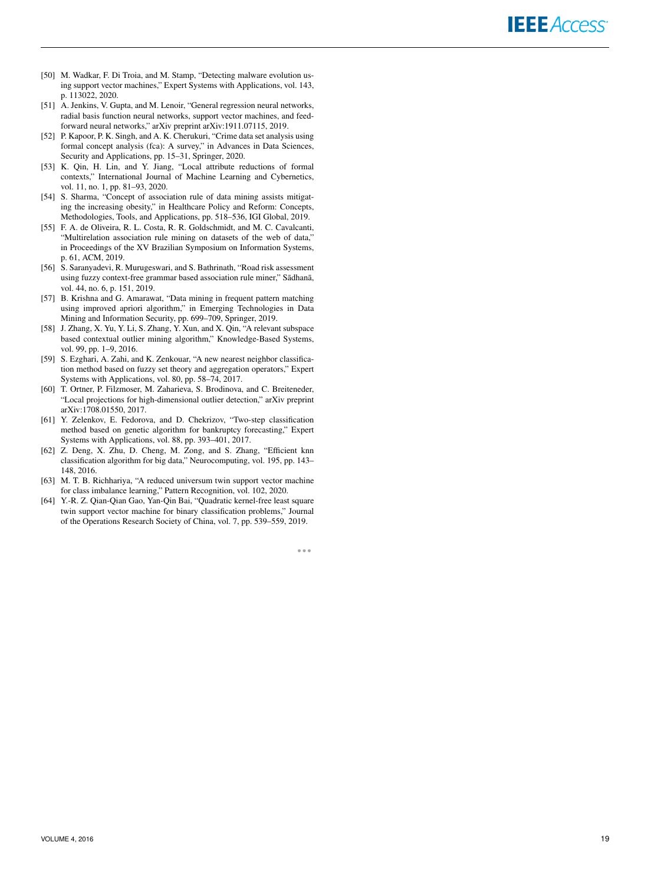[50] M. Wadkar, F. Di Troia, and M. Stamp, "Detecting malware evolution using support vector machines," Expert Systems with Applications, vol. 143, p. 113022, 2020.

[51] A. Jenkins, V. Gupta, and M. Lenoir, "General regression neural networks, radial basis function neural networks, support vector machines, and feed-forward neural networks," arXiv preprint arXiv:1911.07115, 2019.

[52] P. Kapoor, P. K. Singh, and A. K. Cherukuri, "Crime data set analysis using formal concept analysis (fca): A survey," in Advances in Data Sciences, Security and Applications, pp. 15–31, Springer, 2020.

[53] K. Qin, H. Lin, and Y. Jiang, "Local attribute reductions of formal contexts," International Journal of Machine Learning and Cybernetics, vol. 11, no. 1, pp. 81–93, 2020.

[54] S. Sharma, "Concept of association rule of data mining assists mitigating the increasing obesity," in Healthcare Policy and Reform: Concepts, Methodologies, Tools, and Applications, pp. 518–536, IGI Global, 2019.

[55] F. A. de Oliveira, R. L. Costa, R. R. Goldschmidt, and M. C. Cavalcanti, "Multirelation association rule mining on datasets of the web of data," in Proceedings of the XV Brazilian Symposium on Information Systems, p. 61, ACM, 2019.

[56] S. Saranyadevi, R. Murugeswari, and S. Bathrinath, "Road risk assessment using fuzzy context-free grammar based association rule miner," Sādhanā, vol. 44, no. 6, p. 151, 2019.

[57] B. Krishna and G. Amarawat, "Data mining in frequent pattern matching using improved apriori algorithm," in Emerging Technologies in Data Mining and Information Security, pp. 699–709, Springer, 2019.

[58] J. Zhang, X. Yu, Y. Li, S. Zhang, Y. Xun, and X. Qin, "A relevant subspace based contextual outlier mining algorithm," Knowledge-Based Systems, vol. 99, pp. 1–9, 2016.

[59] S. Ezghari, A. Zahi, and K. Zenkouar, "A new nearest neighbor classification method based on fuzzy set theory and aggregation operators," Expert Systems with Applications, vol. 80, pp. 58–74, 2017.

[60] T. Ortner, P. Filzmoser, M. Zaharieva, S. Brodinova, and C. Breiteneder, "Local projections for high-dimensional outlier detection," arXiv preprint arXiv:1708.01550, 2017.

[61] Y. Zelenkov, E. Fedorova, and D. Chekrizov, "Two-step classification method based on genetic algorithm for bankruptcy forecasting," Expert Systems with Applications, vol. 88, pp. 393–401, 2017.

[62] Z. Deng, X. Zhu, D. Cheng, M. Zong, and S. Zhang, "Efficient knn classification algorithm for big data," Neurocomputing, vol. 195, pp. 143–148, 2016.

[63] M. T. B. Richhariya, "A reduced universum twin support vector machine for class imbalance learning," Pattern Recognition, vol. 102, 2020.

[64] Y.-R. Z. Qian-Qian Gao, Yan-Qin Bai, "Quadratic kernel-free least square twin support vector machine for binary classification problems," Journal of the Operations Research Society of China, vol. 7, pp. 539–559, 2019.